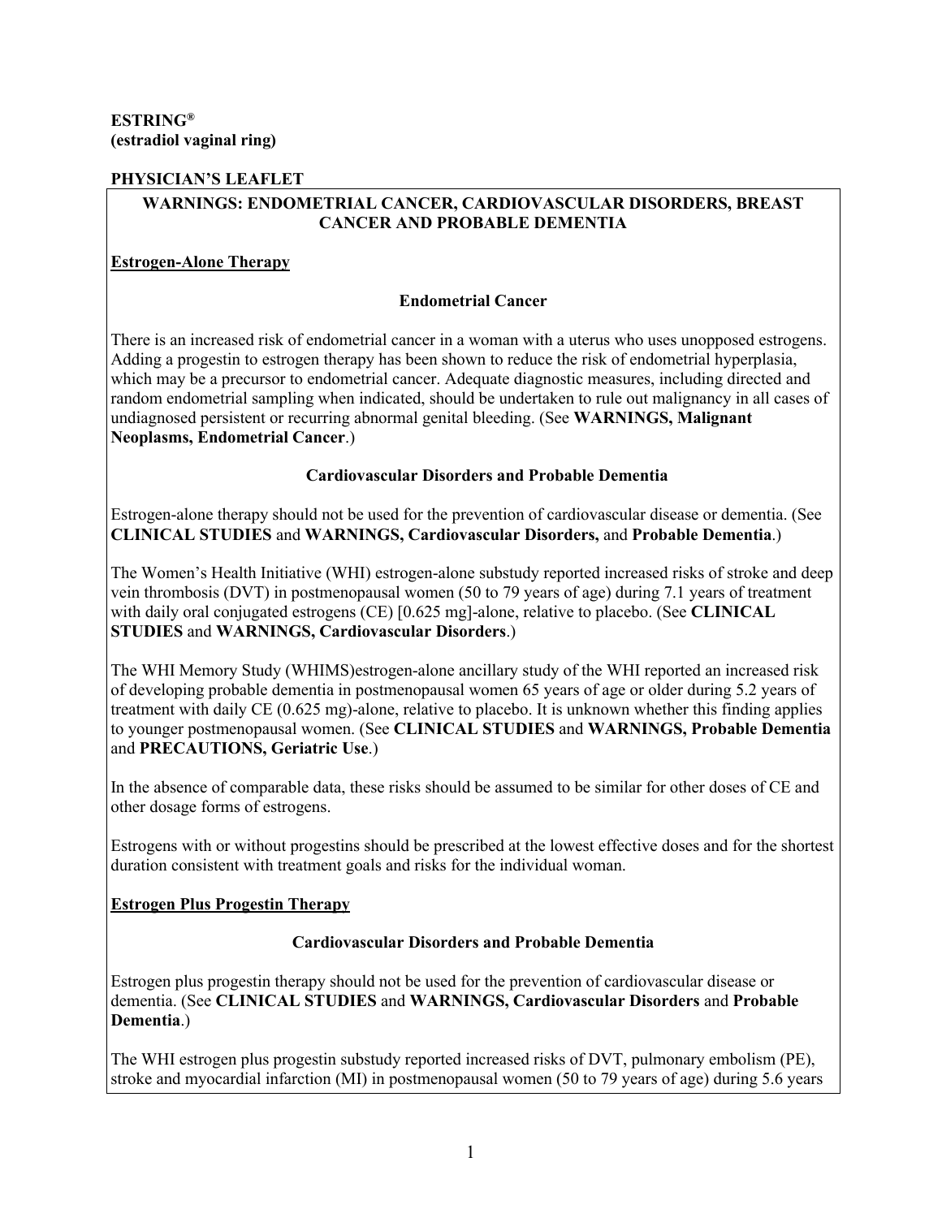**ESTRING®**
**(estradiol vaginal ring)**

**PHYSICIAN'S LEAFLET**

**WARNINGS: ENDOMETRIAL CANCER, CARDIOVASCULAR DISORDERS, BREAST CANCER AND PROBABLE DEMENTIA**

**Estrogen-Alone Therapy**

**Endometrial Cancer**

There is an increased risk of endometrial cancer in a woman with a uterus who uses unopposed estrogens. Adding a progestin to estrogen therapy has been shown to reduce the risk of endometrial hyperplasia, which may be a precursor to endometrial cancer. Adequate diagnostic measures, including directed and random endometrial sampling when indicated, should be undertaken to rule out malignancy in all cases of undiagnosed persistent or recurring abnormal genital bleeding. (See **WARNINGS, Malignant Neoplasms, Endometrial Cancer**.)

**Cardiovascular Disorders and Probable Dementia**

Estrogen-alone therapy should not be used for the prevention of cardiovascular disease or dementia. (See **CLINICAL STUDIES** and **WARNINGS, Cardiovascular Disorders,** and **Probable Dementia**.)

The Women's Health Initiative (WHI) estrogen-alone substudy reported increased risks of stroke and deep vein thrombosis (DVT) in postmenopausal women (50 to 79 years of age) during 7.1 years of treatment with daily oral conjugated estrogens (CE) [0.625 mg]-alone, relative to placebo. (See **CLINICAL STUDIES** and **WARNINGS, Cardiovascular Disorders**.)

The WHI Memory Study (WHIMS)estrogen-alone ancillary study of the WHI reported an increased risk of developing probable dementia in postmenopausal women 65 years of age or older during 5.2 years of treatment with daily CE (0.625 mg)-alone, relative to placebo. It is unknown whether this finding applies to younger postmenopausal women. (See **CLINICAL STUDIES** and **WARNINGS, Probable Dementia** and **PRECAUTIONS, Geriatric Use**.)

In the absence of comparable data, these risks should be assumed to be similar for other doses of CE and other dosage forms of estrogens.

Estrogens with or without progestins should be prescribed at the lowest effective doses and for the shortest duration consistent with treatment goals and risks for the individual woman.

**Estrogen Plus Progestin Therapy**

**Cardiovascular Disorders and Probable Dementia**

Estrogen plus progestin therapy should not be used for the prevention of cardiovascular disease or dementia. (See **CLINICAL STUDIES** and **WARNINGS, Cardiovascular Disorders** and **Probable Dementia**.)

The WHI estrogen plus progestin substudy reported increased risks of DVT, pulmonary embolism (PE), stroke and myocardial infarction (MI) in postmenopausal women (50 to 79 years of age) during 5.6 years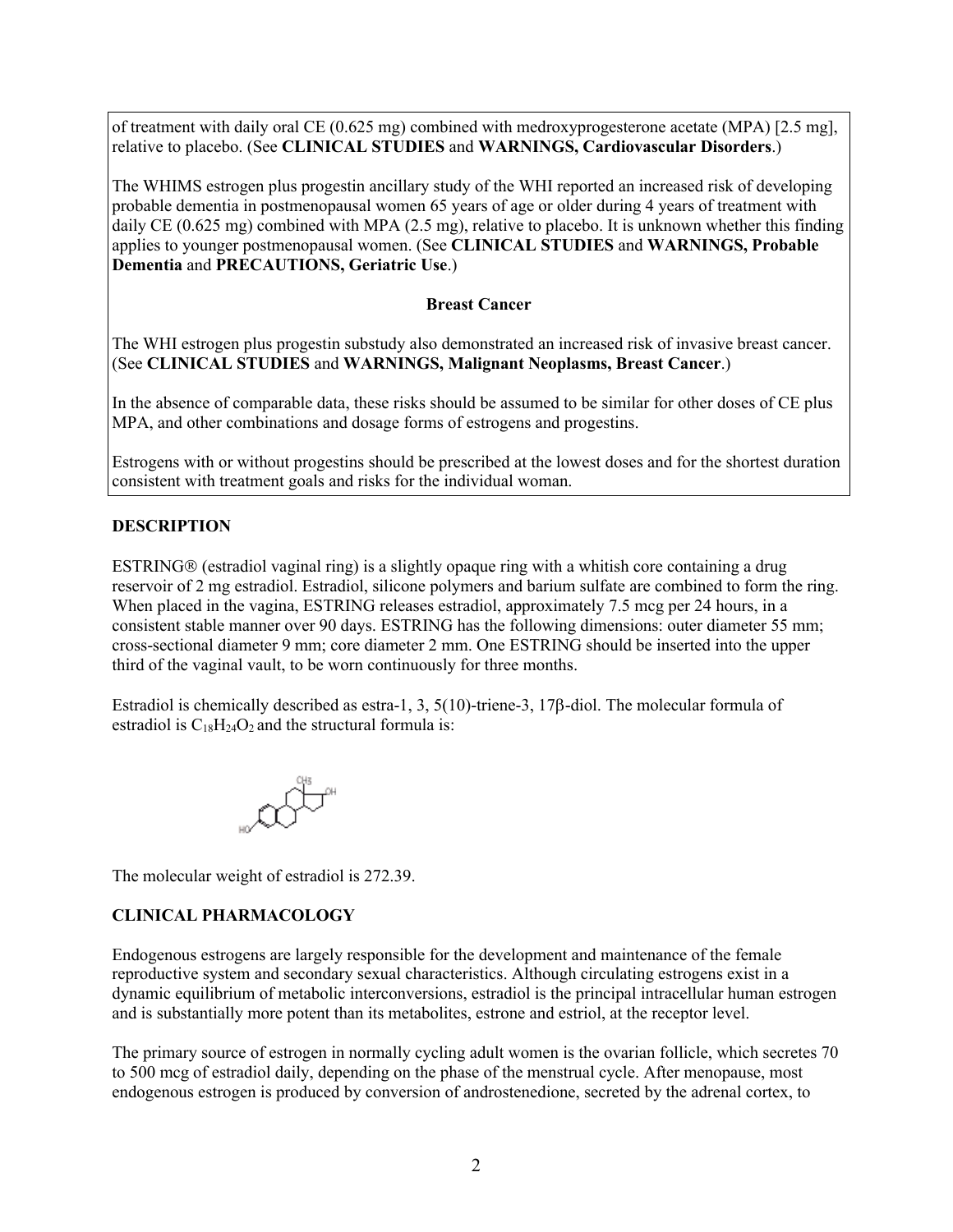of treatment with daily oral CE (0.625 mg) combined with medroxyprogesterone acetate (MPA) [2.5 mg], relative to placebo. (See **CLINICAL STUDIES** and **WARNINGS, Cardiovascular Disorders**.)

The WHIMS estrogen plus progestin ancillary study of the WHI reported an increased risk of developing probable dementia in postmenopausal women 65 years of age or older during 4 years of treatment with daily CE (0.625 mg) combined with MPA (2.5 mg), relative to placebo. It is unknown whether this finding applies to younger postmenopausal women. (See **CLINICAL STUDIES** and **WARNINGS, Probable Dementia** and **PRECAUTIONS, Geriatric Use**.)

**Breast Cancer**

The WHI estrogen plus progestin substudy also demonstrated an increased risk of invasive breast cancer. (See **CLINICAL STUDIES** and **WARNINGS, Malignant Neoplasms, Breast Cancer**.)

In the absence of comparable data, these risks should be assumed to be similar for other doses of CE plus MPA, and other combinations and dosage forms of estrogens and progestins.

Estrogens with or without progestins should be prescribed at the lowest doses and for the shortest duration consistent with treatment goals and risks for the individual woman.

## DESCRIPTION

ESTRING® (estradiol vaginal ring) is a slightly opaque ring with a whitish core containing a drug reservoir of 2 mg estradiol. Estradiol, silicone polymers and barium sulfate are combined to form the ring. When placed in the vagina, ESTRING releases estradiol, approximately 7.5 mcg per 24 hours, in a consistent stable manner over 90 days. ESTRING has the following dimensions: outer diameter 55 mm; cross-sectional diameter 9 mm; core diameter 2 mm. One ESTRING should be inserted into the upper third of the vaginal vault, to be worn continuously for three months.

Estradiol is chemically described as estra-1, 3, 5(10)-triene-3, 17β-diol. The molecular formula of estradiol is $C_{18}H_{24}O_2$ and the structural formula is:

The molecular weight of estradiol is 272.39.

## CLINICAL PHARMACOLOGY

Endogenous estrogens are largely responsible for the development and maintenance of the female reproductive system and secondary sexual characteristics. Although circulating estrogens exist in a dynamic equilibrium of metabolic interconversions, estradiol is the principal intracellular human estrogen and is substantially more potent than its metabolites, estrone and estriol, at the receptor level.

The primary source of estrogen in normally cycling adult women is the ovarian follicle, which secretes 70 to 500 mcg of estradiol daily, depending on the phase of the menstrual cycle. After menopause, most endogenous estrogen is produced by conversion of androstenedione, secreted by the adrenal cortex, to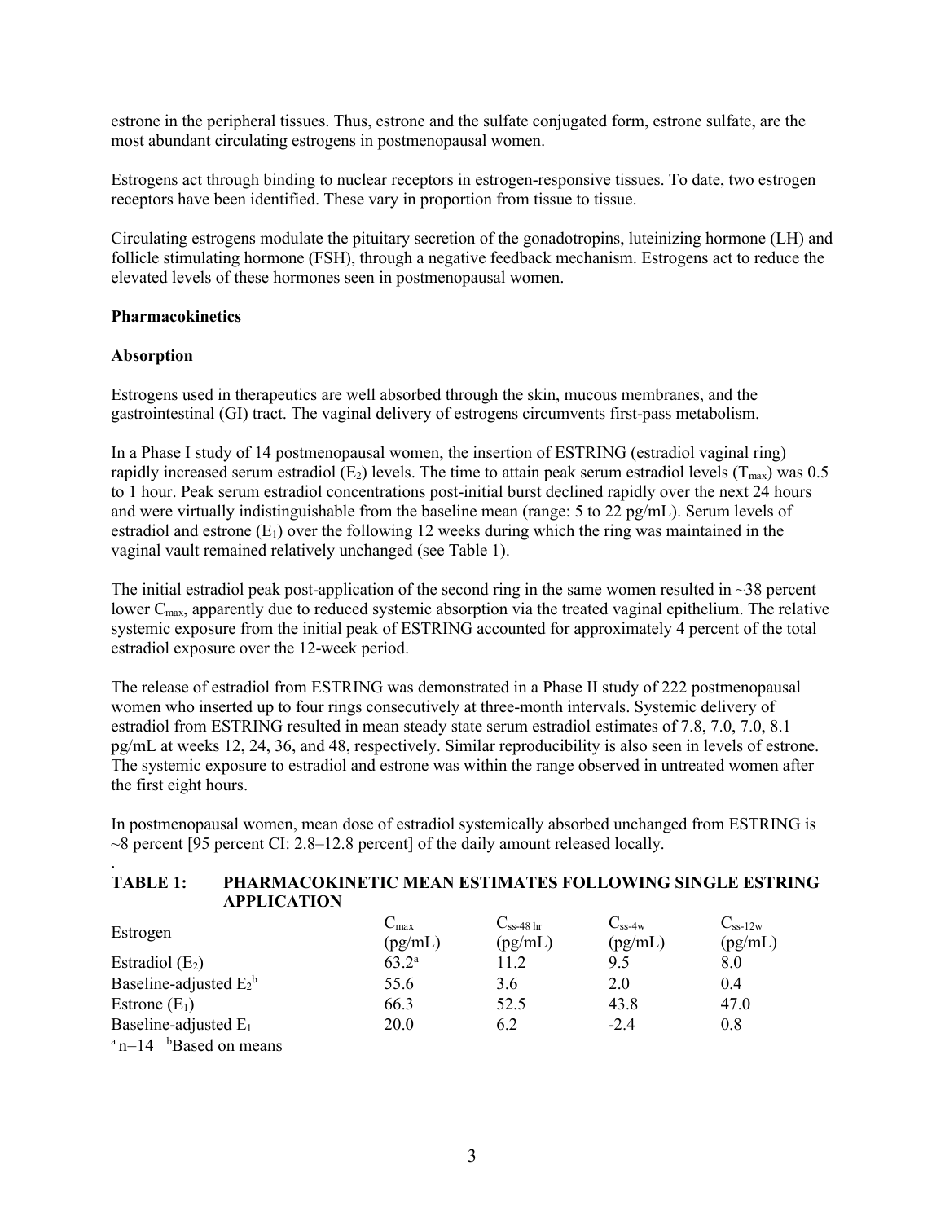estrone in the peripheral tissues. Thus, estrone and the sulfate conjugated form, estrone sulfate, are the most abundant circulating estrogens in postmenopausal women.

Estrogens act through binding to nuclear receptors in estrogen-responsive tissues. To date, two estrogen receptors have been identified. These vary in proportion from tissue to tissue.

Circulating estrogens modulate the pituitary secretion of the gonadotropins, luteinizing hormone (LH) and follicle stimulating hormone (FSH), through a negative feedback mechanism. Estrogens act to reduce the elevated levels of these hormones seen in postmenopausal women.

**Pharmacokinetics**

**Absorption**

Estrogens used in therapeutics are well absorbed through the skin, mucous membranes, and the gastrointestinal (GI) tract. The vaginal delivery of estrogens circumvents first-pass metabolism.

In a Phase I study of 14 postmenopausal women, the insertion of ESTRING (estradiol vaginal ring) rapidly increased serum estradiol ($E_2$) levels. The time to attain peak serum estradiol levels ($T_{max}$) was 0.5 to 1 hour. Peak serum estradiol concentrations post-initial burst declined rapidly over the next 24 hours and were virtually indistinguishable from the baseline mean (range: 5 to 22 pg/mL). Serum levels of estradiol and estrone ($E_1$) over the following 12 weeks during which the ring was maintained in the vaginal vault remained relatively unchanged (see Table 1).

The initial estradiol peak post-application of the second ring in the same women resulted in ~38 percent lower $C_{max}$, apparently due to reduced systemic absorption via the treated vaginal epithelium. The relative systemic exposure from the initial peak of ESTRING accounted for approximately 4 percent of the total estradiol exposure over the 12-week period.

The release of estradiol from ESTRING was demonstrated in a Phase II study of 222 postmenopausal women who inserted up to four rings consecutively at three-month intervals. Systemic delivery of estradiol from ESTRING resulted in mean steady state serum estradiol estimates of 7.8, 7.0, 7.0, 8.1 pg/mL at weeks 12, 24, 36, and 48, respectively. Similar reproducibility is also seen in levels of estrone. The systemic exposure to estradiol and estrone was within the range observed in untreated women after the first eight hours.

In postmenopausal women, mean dose of estradiol systemically absorbed unchanged from ESTRING is ~8 percent [95 percent CI: 2.8–12.8 percent] of the daily amount released locally.

.

**TABLE 1: PHARMACOKINETIC MEAN ESTIMATES FOLLOWING SINGLE ESTRING APPLICATION**

| Estrogen | $C_{max}$ (pg/mL) | $C_{ss\text{-}48\,hr}$ (pg/mL) | $C_{ss\text{-}4w}$ (pg/mL) | $C_{ss\text{-}12w}$ (pg/mL) |
|---|---|---|---|---|
| Estradiol ($E_2$) | 63.2[a] | 11.2 | 9.5 | 8.0 |
| Baseline-adjusted $E_2$[b] | 55.6 | 3.6 | 2.0 | 0.4 |
| Estrone ($E_1$) | 66.3 | 52.5 | 43.8 | 47.0 |
| Baseline-adjusted $E_1$ | 20.0 | 6.2 | -2.4 | 0.8 |

[a] n=14 [b] Based on means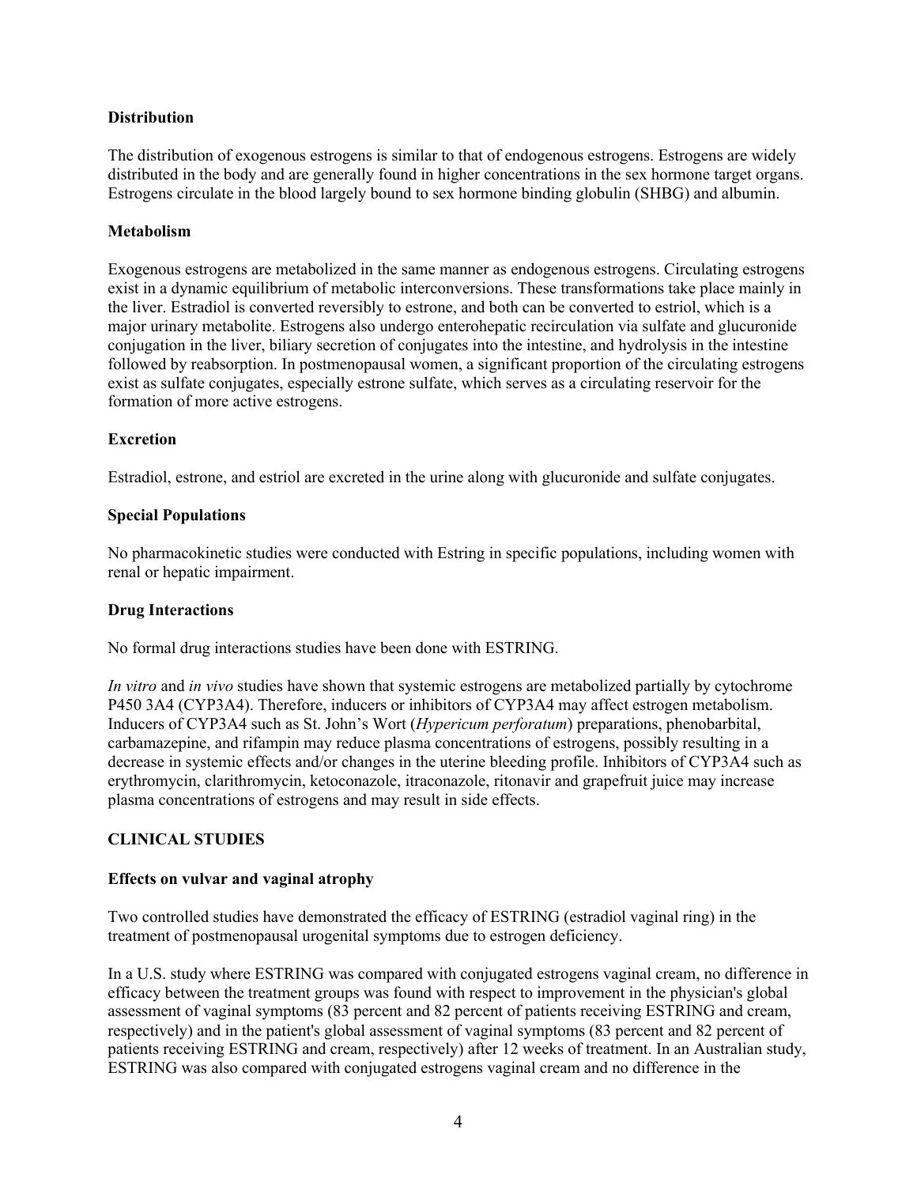**Distribution**

The distribution of exogenous estrogens is similar to that of endogenous estrogens. Estrogens are widely distributed in the body and are generally found in higher concentrations in the sex hormone target organs. Estrogens circulate in the blood largely bound to sex hormone binding globulin (SHBG) and albumin.

**Metabolism**

Exogenous estrogens are metabolized in the same manner as endogenous estrogens. Circulating estrogens exist in a dynamic equilibrium of metabolic interconversions. These transformations take place mainly in the liver. Estradiol is converted reversibly to estrone, and both can be converted to estriol, which is a major urinary metabolite. Estrogens also undergo enterohepatic recirculation via sulfate and glucuronide conjugation in the liver, biliary secretion of conjugates into the intestine, and hydrolysis in the intestine followed by reabsorption. In postmenopausal women, a significant proportion of the circulating estrogens exist as sulfate conjugates, especially estrone sulfate, which serves as a circulating reservoir for the formation of more active estrogens.

**Excretion**

Estradiol, estrone, and estriol are excreted in the urine along with glucuronide and sulfate conjugates.

**Special Populations**

No pharmacokinetic studies were conducted with Estring in specific populations, including women with renal or hepatic impairment.

**Drug Interactions**

No formal drug interactions studies have been done with ESTRING.

*In vitro* and *in vivo* studies have shown that systemic estrogens are metabolized partially by cytochrome P450 3A4 (CYP3A4). Therefore, inducers or inhibitors of CYP3A4 may affect estrogen metabolism. Inducers of CYP3A4 such as St. John's Wort (*Hypericum perforatum*) preparations, phenobarbital, carbamazepine, and rifampin may reduce plasma concentrations of estrogens, possibly resulting in a decrease in systemic effects and/or changes in the uterine bleeding profile. Inhibitors of CYP3A4 such as erythromycin, clarithromycin, ketoconazole, itraconazole, ritonavir and grapefruit juice may increase plasma concentrations of estrogens and may result in side effects.

## CLINICAL STUDIES

**Effects on vulvar and vaginal atrophy**

Two controlled studies have demonstrated the efficacy of ESTRING (estradiol vaginal ring) in the treatment of postmenopausal urogenital symptoms due to estrogen deficiency.

In a U.S. study where ESTRING was compared with conjugated estrogens vaginal cream, no difference in efficacy between the treatment groups was found with respect to improvement in the physician's global assessment of vaginal symptoms (83 percent and 82 percent of patients receiving ESTRING and cream, respectively) and in the patient's global assessment of vaginal symptoms (83 percent and 82 percent of patients receiving ESTRING and cream, respectively) after 12 weeks of treatment. In an Australian study, ESTRING was also compared with conjugated estrogens vaginal cream and no difference in the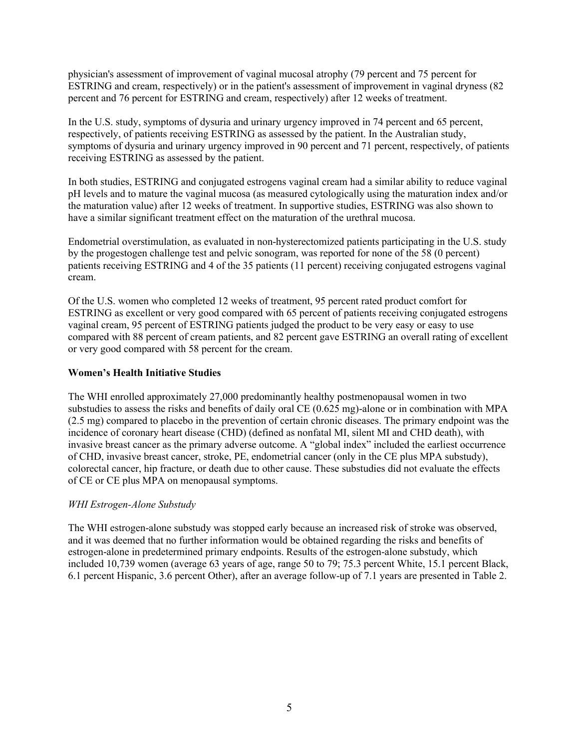physician's assessment of improvement of vaginal mucosal atrophy (79 percent and 75 percent for ESTRING and cream, respectively) or in the patient's assessment of improvement in vaginal dryness (82 percent and 76 percent for ESTRING and cream, respectively) after 12 weeks of treatment.

In the U.S. study, symptoms of dysuria and urinary urgency improved in 74 percent and 65 percent, respectively, of patients receiving ESTRING as assessed by the patient. In the Australian study, symptoms of dysuria and urinary urgency improved in 90 percent and 71 percent, respectively, of patients receiving ESTRING as assessed by the patient.

In both studies, ESTRING and conjugated estrogens vaginal cream had a similar ability to reduce vaginal pH levels and to mature the vaginal mucosa (as measured cytologically using the maturation index and/or the maturation value) after 12 weeks of treatment. In supportive studies, ESTRING was also shown to have a similar significant treatment effect on the maturation of the urethral mucosa.

Endometrial overstimulation, as evaluated in non-hysterectomized patients participating in the U.S. study by the progestogen challenge test and pelvic sonogram, was reported for none of the 58 (0 percent) patients receiving ESTRING and 4 of the 35 patients (11 percent) receiving conjugated estrogens vaginal cream.

Of the U.S. women who completed 12 weeks of treatment, 95 percent rated product comfort for ESTRING as excellent or very good compared with 65 percent of patients receiving conjugated estrogens vaginal cream, 95 percent of ESTRING patients judged the product to be very easy or easy to use compared with 88 percent of cream patients, and 82 percent gave ESTRING an overall rating of excellent or very good compared with 58 percent for the cream.

**Women's Health Initiative Studies**

The WHI enrolled approximately 27,000 predominantly healthy postmenopausal women in two substudies to assess the risks and benefits of daily oral CE (0.625 mg)-alone or in combination with MPA (2.5 mg) compared to placebo in the prevention of certain chronic diseases. The primary endpoint was the incidence of coronary heart disease (CHD) (defined as nonfatal MI, silent MI and CHD death), with invasive breast cancer as the primary adverse outcome. A "global index" included the earliest occurrence of CHD, invasive breast cancer, stroke, PE, endometrial cancer (only in the CE plus MPA substudy), colorectal cancer, hip fracture, or death due to other cause. These substudies did not evaluate the effects of CE or CE plus MPA on menopausal symptoms.

*WHI Estrogen-Alone Substudy*

The WHI estrogen-alone substudy was stopped early because an increased risk of stroke was observed, and it was deemed that no further information would be obtained regarding the risks and benefits of estrogen-alone in predetermined primary endpoints. Results of the estrogen-alone substudy, which included 10,739 women (average 63 years of age, range 50 to 79; 75.3 percent White, 15.1 percent Black, 6.1 percent Hispanic, 3.6 percent Other), after an average follow-up of 7.1 years are presented in Table 2.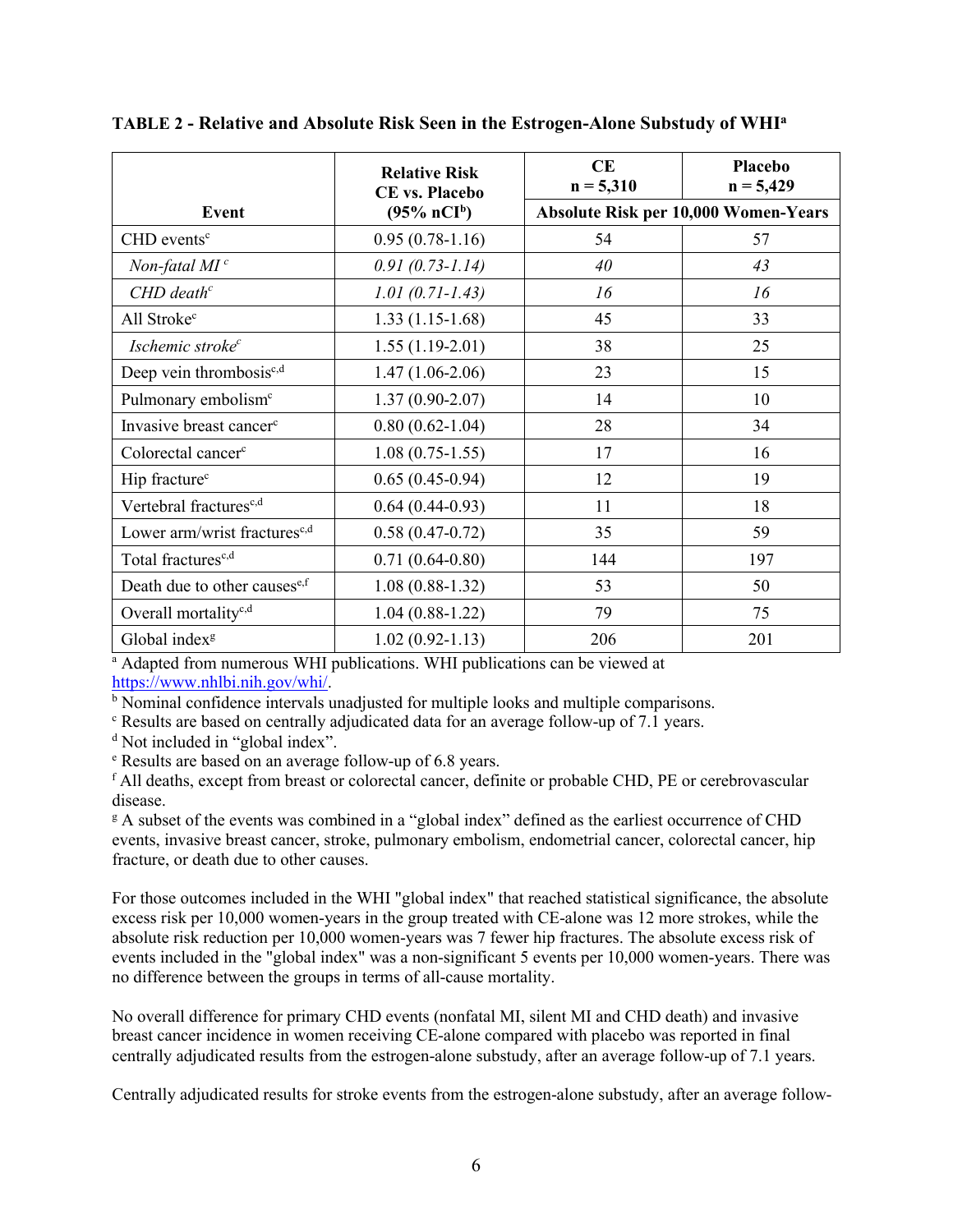**TABLE 2 - Relative and Absolute Risk Seen in the Estrogen-Alone Substudy of WHI[a]**

| Event | Relative Risk CE vs. Placebo (95% nCI[b]) | CE n = 5,310 | Placebo n = 5,429 |
|---|---|---|---|
| | | Absolute Risk per 10,000 Women-Years | |
| CHD events[c] | 0.95 (0.78-1.16) | 54 | 57 |
| *Non-fatal MI[c]* | *0.91 (0.73-1.14)* | *40* | *43* |
| *CHD death[c]* | *1.01 (0.71-1.43)* | *16* | *16* |
| All Stroke[c] | 1.33 (1.15-1.68) | 45 | 33 |
| *Ischemic stroke[c]* | 1.55 (1.19-2.01) | 38 | 25 |
| Deep vein thrombosis[c,d] | 1.47 (1.06-2.06) | 23 | 15 |
| Pulmonary embolism[c] | 1.37 (0.90-2.07) | 14 | 10 |
| Invasive breast cancer[c] | 0.80 (0.62-1.04) | 28 | 34 |
| Colorectal cancer[c] | 1.08 (0.75-1.55) | 17 | 16 |
| Hip fracture[c] | 0.65 (0.45-0.94) | 12 | 19 |
| Vertebral fractures[c,d] | 0.64 (0.44-0.93) | 11 | 18 |
| Lower arm/wrist fractures[c,d] | 0.58 (0.47-0.72) | 35 | 59 |
| Total fractures[c,d] | 0.71 (0.64-0.80) | 144 | 197 |
| Death due to other causes[e,f] | 1.08 (0.88-1.32) | 53 | 50 |
| Overall mortality[c,d] | 1.04 (0.88-1.22) | 79 | 75 |
| Global index[g] | 1.02 (0.92-1.13) | 206 | 201 |

[a] Adapted from numerous WHI publications. WHI publications can be viewed at https://www.nhlbi.nih.gov/whi/.

[b] Nominal confidence intervals unadjusted for multiple looks and multiple comparisons.

[c] Results are based on centrally adjudicated data for an average follow-up of 7.1 years.

[d] Not included in "global index".

[e] Results are based on an average follow-up of 6.8 years.

[f] All deaths, except from breast or colorectal cancer, definite or probable CHD, PE or cerebrovascular disease.

[g] A subset of the events was combined in a "global index" defined as the earliest occurrence of CHD events, invasive breast cancer, stroke, pulmonary embolism, endometrial cancer, colorectal cancer, hip fracture, or death due to other causes.

For those outcomes included in the WHI "global index" that reached statistical significance, the absolute excess risk per 10,000 women-years in the group treated with CE-alone was 12 more strokes, while the absolute risk reduction per 10,000 women-years was 7 fewer hip fractures. The absolute excess risk of events included in the "global index" was a non-significant 5 events per 10,000 women-years. There was no difference between the groups in terms of all-cause mortality.

No overall difference for primary CHD events (nonfatal MI, silent MI and CHD death) and invasive breast cancer incidence in women receiving CE-alone compared with placebo was reported in final centrally adjudicated results from the estrogen-alone substudy, after an average follow-up of 7.1 years.

Centrally adjudicated results for stroke events from the estrogen-alone substudy, after an average follow-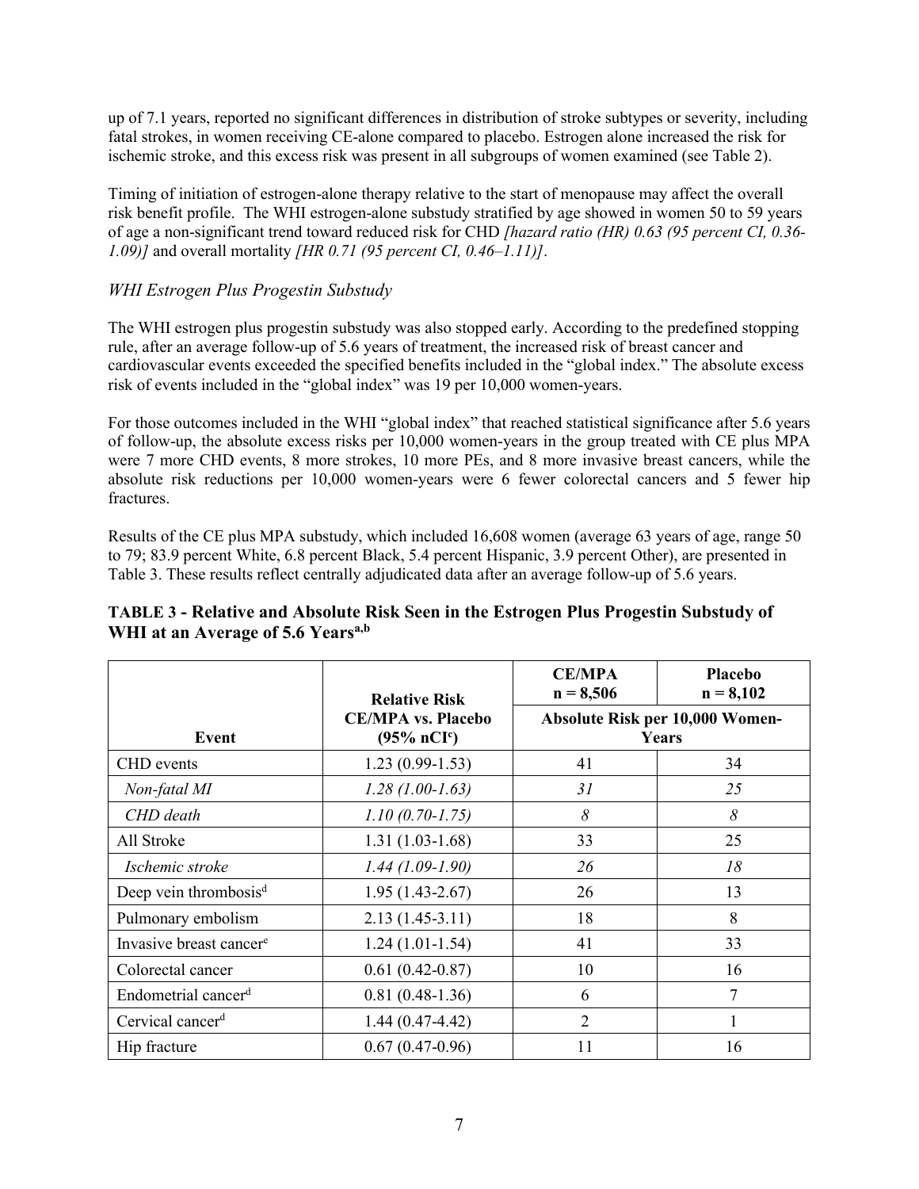up of 7.1 years, reported no significant differences in distribution of stroke subtypes or severity, including fatal strokes, in women receiving CE-alone compared to placebo. Estrogen alone increased the risk for ischemic stroke, and this excess risk was present in all subgroups of women examined (see Table 2).

Timing of initiation of estrogen-alone therapy relative to the start of menopause may affect the overall risk benefit profile. The WHI estrogen-alone substudy stratified by age showed in women 50 to 59 years of age a non-significant trend toward reduced risk for CHD *[hazard ratio (HR) 0.63 (95 percent CI, 0.36-1.09)]* and overall mortality *[HR 0.71 (95 percent CI, 0.46–1.11)]*.

### *WHI Estrogen Plus Progestin Substudy*

The WHI estrogen plus progestin substudy was also stopped early. According to the predefined stopping rule, after an average follow-up of 5.6 years of treatment, the increased risk of breast cancer and cardiovascular events exceeded the specified benefits included in the "global index." The absolute excess risk of events included in the "global index" was 19 per 10,000 women-years.

For those outcomes included in the WHI "global index" that reached statistical significance after 5.6 years of follow-up, the absolute excess risks per 10,000 women-years in the group treated with CE plus MPA were 7 more CHD events, 8 more strokes, 10 more PEs, and 8 more invasive breast cancers, while the absolute risk reductions per 10,000 women-years were 6 fewer colorectal cancers and 5 fewer hip fractures.

Results of the CE plus MPA substudy, which included 16,608 women (average 63 years of age, range 50 to 79; 83.9 percent White, 6.8 percent Black, 5.4 percent Hispanic, 3.9 percent Other), are presented in Table 3. These results reflect centrally adjudicated data after an average follow-up of 5.6 years.

**TABLE 3 - Relative and Absolute Risk Seen in the Estrogen Plus Progestin Substudy of WHI at an Average of 5.6 Years[a,b]**

| Event | Relative Risk CE/MPA vs. Placebo (95% nCI[c]) | CE/MPA n = 8,506 | Placebo n = 8,102 |
|---|---|---|---|
| | | Absolute Risk per 10,000 Women-Years | |
| CHD events | 1.23 (0.99-1.53) | 41 | 34 |
| *Non-fatal MI* | *1.28 (1.00-1.63)* | *31* | *25* |
| *CHD death* | *1.10 (0.70-1.75)* | *8* | *8* |
| All Stroke | 1.31 (1.03-1.68) | 33 | 25 |
| *Ischemic stroke* | *1.44 (1.09-1.90)* | *26* | *18* |
| Deep vein thrombosis[d] | 1.95 (1.43-2.67) | 26 | 13 |
| Pulmonary embolism | 2.13 (1.45-3.11) | 18 | 8 |
| Invasive breast cancer[e] | 1.24 (1.01-1.54) | 41 | 33 |
| Colorectal cancer | 0.61 (0.42-0.87) | 10 | 16 |
| Endometrial cancer[d] | 0.81 (0.48-1.36) | 6 | 7 |
| Cervical cancer[d] | 1.44 (0.47-4.42) | 2 | 1 |
| Hip fracture | 0.67 (0.47-0.96) | 11 | 16 |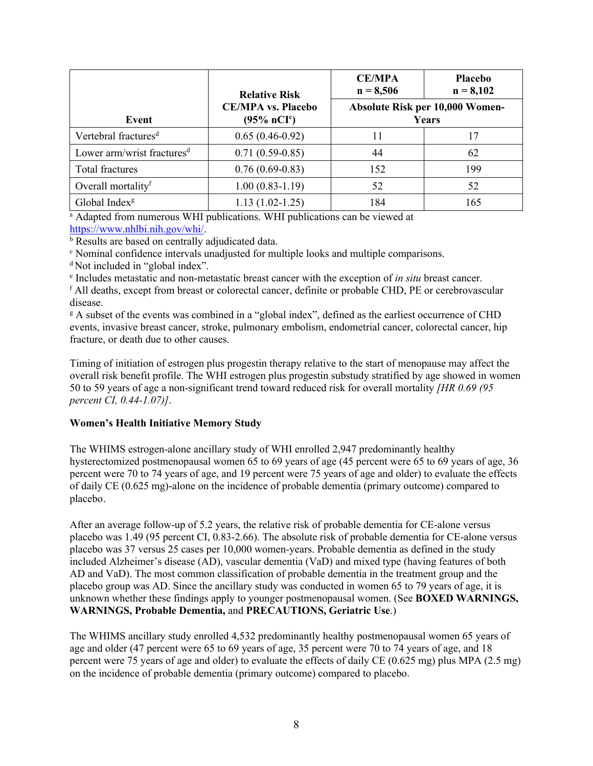| Event | Relative Risk CE/MPA vs. Placebo (95% nCI[c]) | CE/MPA n = 8,506 | Placebo n = 8,102 |
|---|---|---|---|
| | | Absolute Risk per 10,000 Women-Years | |
| Vertebral fractures[d] | 0.65 (0.46-0.92) | 11 | 17 |
| Lower arm/wrist fractures[d] | 0.71 (0.59-0.85) | 44 | 62 |
| Total fractures | 0.76 (0.69-0.83) | 152 | 199 |
| Overall mortality[f] | 1.00 (0.83-1.19) | 52 | 52 |
| Global Index[g] | 1.13 (1.02-1.25) | 184 | 165 |

[a] Adapted from numerous WHI publications. WHI publications can be viewed at https://www.nhlbi.nih.gov/whi/.

[b] Results are based on centrally adjudicated data.

[c] Nominal confidence intervals unadjusted for multiple looks and multiple comparisons.

[d] Not included in "global index".

[e] Includes metastatic and non-metastatic breast cancer with the exception of *in situ* breast cancer.

[f] All deaths, except from breast or colorectal cancer, definite or probable CHD, PE or cerebrovascular disease.

[g] A subset of the events was combined in a "global index", defined as the earliest occurrence of CHD events, invasive breast cancer, stroke, pulmonary embolism, endometrial cancer, colorectal cancer, hip fracture, or death due to other causes.

Timing of initiation of estrogen plus progestin therapy relative to the start of menopause may affect the overall risk benefit profile. The WHI estrogen plus progestin substudy stratified by age showed in women 50 to 59 years of age a non-significant trend toward reduced risk for overall mortality *[HR 0.69 (95 percent CI, 0.44-1.07)]*.

**Women's Health Initiative Memory Study**

The WHIMS estrogen-alone ancillary study of WHI enrolled 2,947 predominantly healthy hysterectomized postmenopausal women 65 to 69 years of age (45 percent were 65 to 69 years of age, 36 percent were 70 to 74 years of age, and 19 percent were 75 years of age and older) to evaluate the effects of daily CE (0.625 mg)-alone on the incidence of probable dementia (primary outcome) compared to placebo.

After an average follow-up of 5.2 years, the relative risk of probable dementia for CE-alone versus placebo was 1.49 (95 percent CI, 0.83-2.66). The absolute risk of probable dementia for CE-alone versus placebo was 37 versus 25 cases per 10,000 women-years. Probable dementia as defined in the study included Alzheimer's disease (AD), vascular dementia (VaD) and mixed type (having features of both AD and VaD). The most common classification of probable dementia in the treatment group and the placebo group was AD. Since the ancillary study was conducted in women 65 to 79 years of age, it is unknown whether these findings apply to younger postmenopausal women. (See **BOXED WARNINGS, WARNINGS, Probable Dementia,** and **PRECAUTIONS, Geriatric Use**.)

The WHIMS ancillary study enrolled 4,532 predominantly healthy postmenopausal women 65 years of age and older (47 percent were 65 to 69 years of age, 35 percent were 70 to 74 years of age, and 18 percent were 75 years of age and older) to evaluate the effects of daily CE (0.625 mg) plus MPA (2.5 mg) on the incidence of probable dementia (primary outcome) compared to placebo.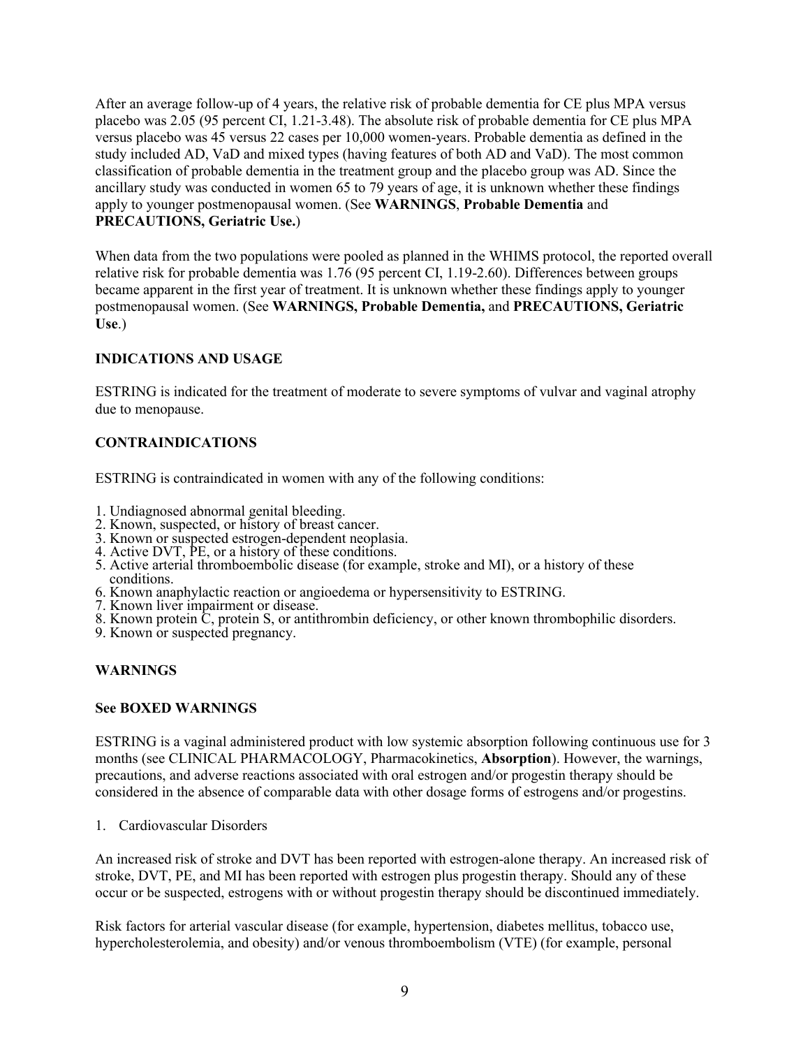After an average follow-up of 4 years, the relative risk of probable dementia for CE plus MPA versus placebo was 2.05 (95 percent CI, 1.21-3.48). The absolute risk of probable dementia for CE plus MPA versus placebo was 45 versus 22 cases per 10,000 women-years. Probable dementia as defined in the study included AD, VaD and mixed types (having features of both AD and VaD). The most common classification of probable dementia in the treatment group and the placebo group was AD. Since the ancillary study was conducted in women 65 to 79 years of age, it is unknown whether these findings apply to younger postmenopausal women. (See **WARNINGS**, **Probable Dementia** and **PRECAUTIONS, Geriatric Use.**)

When data from the two populations were pooled as planned in the WHIMS protocol, the reported overall relative risk for probable dementia was 1.76 (95 percent CI, 1.19-2.60). Differences between groups became apparent in the first year of treatment. It is unknown whether these findings apply to younger postmenopausal women. (See **WARNINGS, Probable Dementia,** and **PRECAUTIONS, Geriatric Use**.)

## INDICATIONS AND USAGE

ESTRING is indicated for the treatment of moderate to severe symptoms of vulvar and vaginal atrophy due to menopause.

## CONTRAINDICATIONS

ESTRING is contraindicated in women with any of the following conditions:

1. Undiagnosed abnormal genital bleeding.
2. Known, suspected, or history of breast cancer.
3. Known or suspected estrogen-dependent neoplasia.
4. Active DVT, PE, or a history of these conditions.
5. Active arterial thromboembolic disease (for example, stroke and MI), or a history of these conditions.
6. Known anaphylactic reaction or angioedema or hypersensitivity to ESTRING.
7. Known liver impairment or disease.
8. Known protein C, protein S, or antithrombin deficiency, or other known thrombophilic disorders.
9. Known or suspected pregnancy.

## WARNINGS

### See BOXED WARNINGS

ESTRING is a vaginal administered product with low systemic absorption following continuous use for 3 months (see CLINICAL PHARMACOLOGY, Pharmacokinetics, **Absorption**). However, the warnings, precautions, and adverse reactions associated with oral estrogen and/or progestin therapy should be considered in the absence of comparable data with other dosage forms of estrogens and/or progestins.

1. Cardiovascular Disorders

An increased risk of stroke and DVT has been reported with estrogen-alone therapy. An increased risk of stroke, DVT, PE, and MI has been reported with estrogen plus progestin therapy. Should any of these occur or be suspected, estrogens with or without progestin therapy should be discontinued immediately.

Risk factors for arterial vascular disease (for example, hypertension, diabetes mellitus, tobacco use, hypercholesterolemia, and obesity) and/or venous thromboembolism (VTE) (for example, personal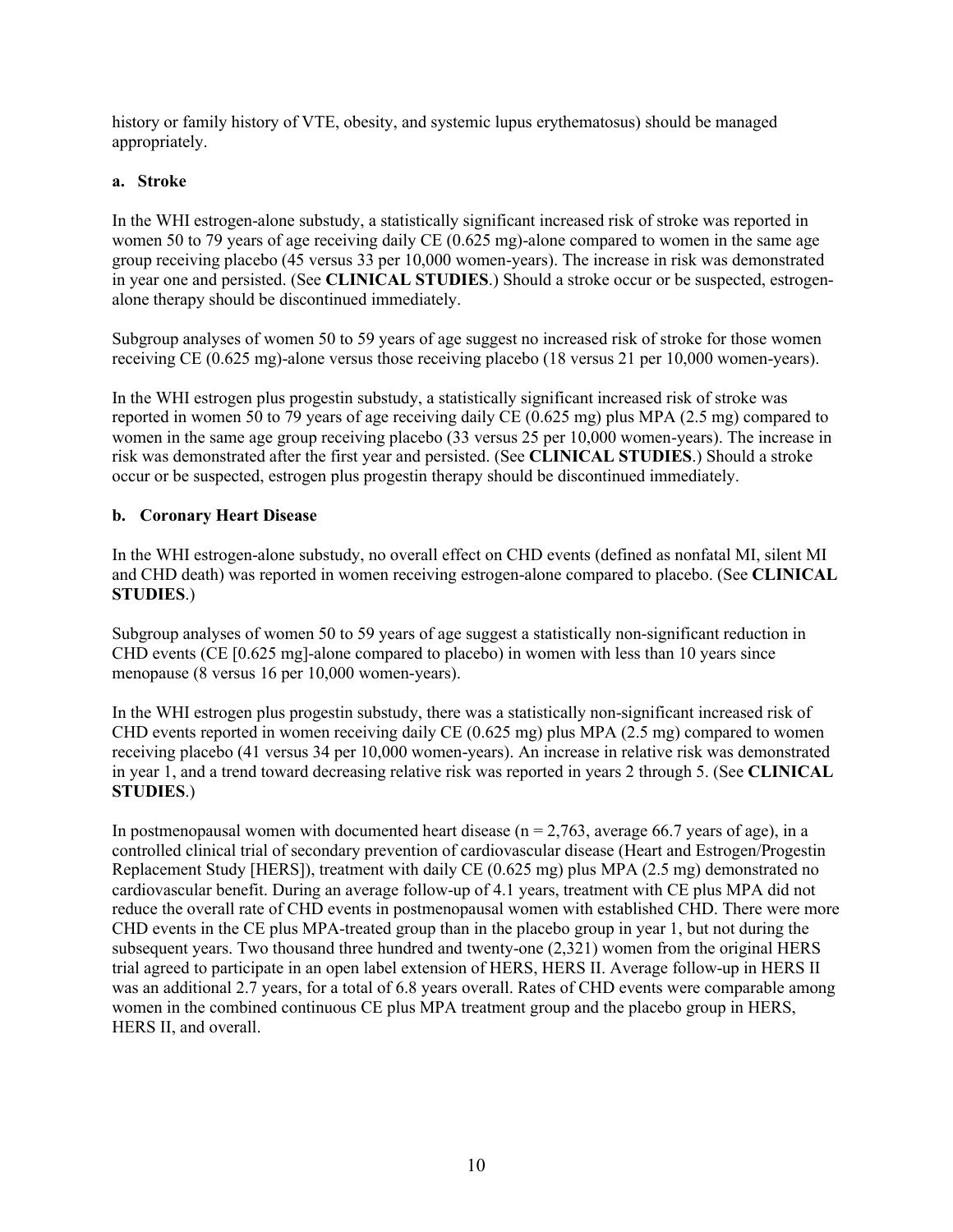history or family history of VTE, obesity, and systemic lupus erythematosus) should be managed appropriately.

**a. Stroke**

In the WHI estrogen-alone substudy, a statistically significant increased risk of stroke was reported in women 50 to 79 years of age receiving daily CE (0.625 mg)-alone compared to women in the same age group receiving placebo (45 versus 33 per 10,000 women-years). The increase in risk was demonstrated in year one and persisted. (See **CLINICAL STUDIES**.) Should a stroke occur or be suspected, estrogen-alone therapy should be discontinued immediately.

Subgroup analyses of women 50 to 59 years of age suggest no increased risk of stroke for those women receiving CE (0.625 mg)-alone versus those receiving placebo (18 versus 21 per 10,000 women-years).

In the WHI estrogen plus progestin substudy, a statistically significant increased risk of stroke was reported in women 50 to 79 years of age receiving daily CE (0.625 mg) plus MPA (2.5 mg) compared to women in the same age group receiving placebo (33 versus 25 per 10,000 women-years). The increase in risk was demonstrated after the first year and persisted. (See **CLINICAL STUDIES**.) Should a stroke occur or be suspected, estrogen plus progestin therapy should be discontinued immediately.

**b. Coronary Heart Disease**

In the WHI estrogen-alone substudy, no overall effect on CHD events (defined as nonfatal MI, silent MI and CHD death) was reported in women receiving estrogen-alone compared to placebo. (See **CLINICAL STUDIES**.)

Subgroup analyses of women 50 to 59 years of age suggest a statistically non-significant reduction in CHD events (CE [0.625 mg]-alone compared to placebo) in women with less than 10 years since menopause (8 versus 16 per 10,000 women-years).

In the WHI estrogen plus progestin substudy, there was a statistically non-significant increased risk of CHD events reported in women receiving daily CE (0.625 mg) plus MPA (2.5 mg) compared to women receiving placebo (41 versus 34 per 10,000 women-years). An increase in relative risk was demonstrated in year 1, and a trend toward decreasing relative risk was reported in years 2 through 5. (See **CLINICAL STUDIES**.)

In postmenopausal women with documented heart disease (n = 2,763, average 66.7 years of age), in a controlled clinical trial of secondary prevention of cardiovascular disease (Heart and Estrogen/Progestin Replacement Study [HERS]), treatment with daily CE (0.625 mg) plus MPA (2.5 mg) demonstrated no cardiovascular benefit. During an average follow-up of 4.1 years, treatment with CE plus MPA did not reduce the overall rate of CHD events in postmenopausal women with established CHD. There were more CHD events in the CE plus MPA-treated group than in the placebo group in year 1, but not during the subsequent years. Two thousand three hundred and twenty-one (2,321) women from the original HERS trial agreed to participate in an open label extension of HERS, HERS II. Average follow-up in HERS II was an additional 2.7 years, for a total of 6.8 years overall. Rates of CHD events were comparable among women in the combined continuous CE plus MPA treatment group and the placebo group in HERS, HERS II, and overall.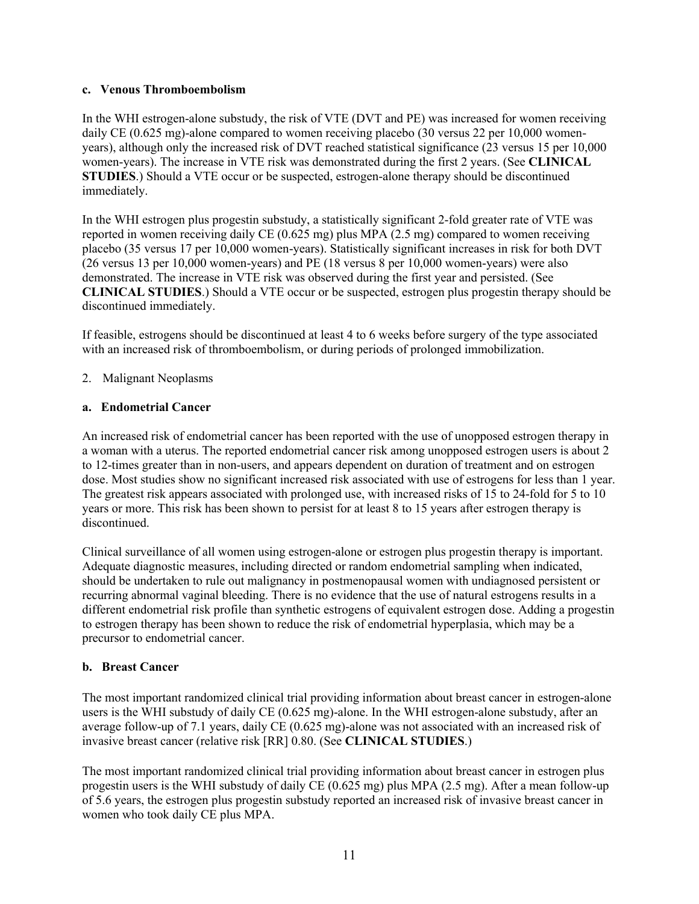**c. Venous Thromboembolism**

In the WHI estrogen-alone substudy, the risk of VTE (DVT and PE) was increased for women receiving daily CE (0.625 mg)-alone compared to women receiving placebo (30 versus 22 per 10,000 women-years), although only the increased risk of DVT reached statistical significance (23 versus 15 per 10,000 women-years). The increase in VTE risk was demonstrated during the first 2 years. (See **CLINICAL STUDIES**.) Should a VTE occur or be suspected, estrogen-alone therapy should be discontinued immediately.

In the WHI estrogen plus progestin substudy, a statistically significant 2-fold greater rate of VTE was reported in women receiving daily CE (0.625 mg) plus MPA (2.5 mg) compared to women receiving placebo (35 versus 17 per 10,000 women-years). Statistically significant increases in risk for both DVT (26 versus 13 per 10,000 women-years) and PE (18 versus 8 per 10,000 women-years) were also demonstrated. The increase in VTE risk was observed during the first year and persisted. (See **CLINICAL STUDIES**.) Should a VTE occur or be suspected, estrogen plus progestin therapy should be discontinued immediately.

If feasible, estrogens should be discontinued at least 4 to 6 weeks before surgery of the type associated with an increased risk of thromboembolism, or during periods of prolonged immobilization.

2. Malignant Neoplasms

**a. Endometrial Cancer**

An increased risk of endometrial cancer has been reported with the use of unopposed estrogen therapy in a woman with a uterus. The reported endometrial cancer risk among unopposed estrogen users is about 2 to 12-times greater than in non-users, and appears dependent on duration of treatment and on estrogen dose. Most studies show no significant increased risk associated with use of estrogens for less than 1 year. The greatest risk appears associated with prolonged use, with increased risks of 15 to 24-fold for 5 to 10 years or more. This risk has been shown to persist for at least 8 to 15 years after estrogen therapy is discontinued.

Clinical surveillance of all women using estrogen-alone or estrogen plus progestin therapy is important. Adequate diagnostic measures, including directed or random endometrial sampling when indicated, should be undertaken to rule out malignancy in postmenopausal women with undiagnosed persistent or recurring abnormal vaginal bleeding. There is no evidence that the use of natural estrogens results in a different endometrial risk profile than synthetic estrogens of equivalent estrogen dose. Adding a progestin to estrogen therapy has been shown to reduce the risk of endometrial hyperplasia, which may be a precursor to endometrial cancer.

**b. Breast Cancer**

The most important randomized clinical trial providing information about breast cancer in estrogen-alone users is the WHI substudy of daily CE (0.625 mg)-alone. In the WHI estrogen-alone substudy, after an average follow-up of 7.1 years, daily CE (0.625 mg)-alone was not associated with an increased risk of invasive breast cancer (relative risk [RR] 0.80. (See **CLINICAL STUDIES**.)

The most important randomized clinical trial providing information about breast cancer in estrogen plus progestin users is the WHI substudy of daily CE (0.625 mg) plus MPA (2.5 mg). After a mean follow-up of 5.6 years, the estrogen plus progestin substudy reported an increased risk of invasive breast cancer in women who took daily CE plus MPA.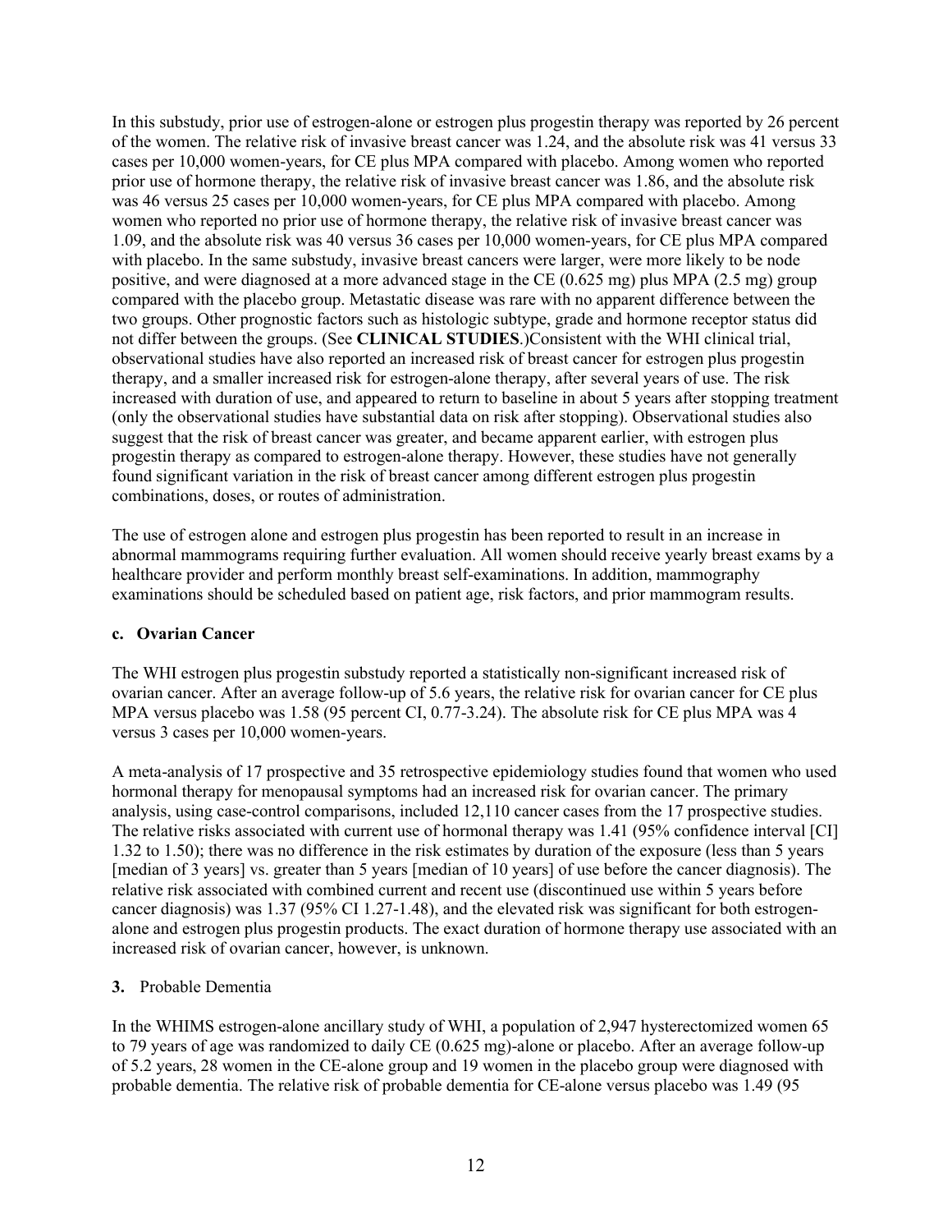In this substudy, prior use of estrogen-alone or estrogen plus progestin therapy was reported by 26 percent of the women. The relative risk of invasive breast cancer was 1.24, and the absolute risk was 41 versus 33 cases per 10,000 women-years, for CE plus MPA compared with placebo. Among women who reported prior use of hormone therapy, the relative risk of invasive breast cancer was 1.86, and the absolute risk was 46 versus 25 cases per 10,000 women-years, for CE plus MPA compared with placebo. Among women who reported no prior use of hormone therapy, the relative risk of invasive breast cancer was 1.09, and the absolute risk was 40 versus 36 cases per 10,000 women-years, for CE plus MPA compared with placebo. In the same substudy, invasive breast cancers were larger, were more likely to be node positive, and were diagnosed at a more advanced stage in the CE (0.625 mg) plus MPA (2.5 mg) group compared with the placebo group. Metastatic disease was rare with no apparent difference between the two groups. Other prognostic factors such as histologic subtype, grade and hormone receptor status did not differ between the groups. (See **CLINICAL STUDIES**.)Consistent with the WHI clinical trial, observational studies have also reported an increased risk of breast cancer for estrogen plus progestin therapy, and a smaller increased risk for estrogen-alone therapy, after several years of use. The risk increased with duration of use, and appeared to return to baseline in about 5 years after stopping treatment (only the observational studies have substantial data on risk after stopping). Observational studies also suggest that the risk of breast cancer was greater, and became apparent earlier, with estrogen plus progestin therapy as compared to estrogen-alone therapy. However, these studies have not generally found significant variation in the risk of breast cancer among different estrogen plus progestin combinations, doses, or routes of administration.

The use of estrogen alone and estrogen plus progestin has been reported to result in an increase in abnormal mammograms requiring further evaluation. All women should receive yearly breast exams by a healthcare provider and perform monthly breast self-examinations. In addition, mammography examinations should be scheduled based on patient age, risk factors, and prior mammogram results.

**c. Ovarian Cancer**

The WHI estrogen plus progestin substudy reported a statistically non-significant increased risk of ovarian cancer. After an average follow-up of 5.6 years, the relative risk for ovarian cancer for CE plus MPA versus placebo was 1.58 (95 percent CI, 0.77-3.24). The absolute risk for CE plus MPA was 4 versus 3 cases per 10,000 women-years.

A meta-analysis of 17 prospective and 35 retrospective epidemiology studies found that women who used hormonal therapy for menopausal symptoms had an increased risk for ovarian cancer. The primary analysis, using case-control comparisons, included 12,110 cancer cases from the 17 prospective studies. The relative risks associated with current use of hormonal therapy was 1.41 (95% confidence interval [CI] 1.32 to 1.50); there was no difference in the risk estimates by duration of the exposure (less than 5 years [median of 3 years] vs. greater than 5 years [median of 10 years] of use before the cancer diagnosis). The relative risk associated with combined current and recent use (discontinued use within 5 years before cancer diagnosis) was 1.37 (95% CI 1.27-1.48), and the elevated risk was significant for both estrogen-alone and estrogen plus progestin products. The exact duration of hormone therapy use associated with an increased risk of ovarian cancer, however, is unknown.

**3.** Probable Dementia

In the WHIMS estrogen-alone ancillary study of WHI, a population of 2,947 hysterectomized women 65 to 79 years of age was randomized to daily CE (0.625 mg)-alone or placebo. After an average follow-up of 5.2 years, 28 women in the CE-alone group and 19 women in the placebo group were diagnosed with probable dementia. The relative risk of probable dementia for CE-alone versus placebo was 1.49 (95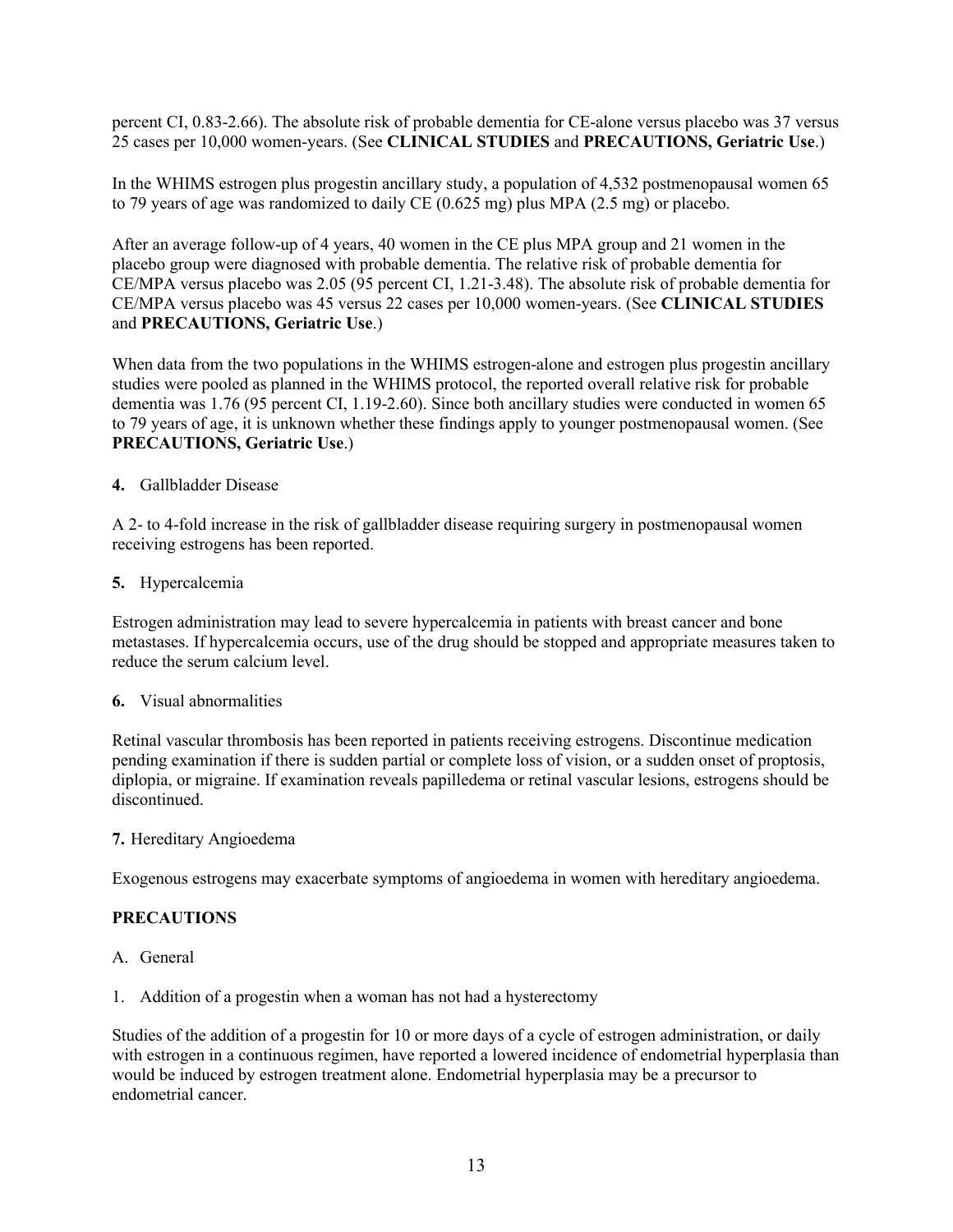percent CI, 0.83-2.66). The absolute risk of probable dementia for CE-alone versus placebo was 37 versus 25 cases per 10,000 women-years. (See **CLINICAL STUDIES** and **PRECAUTIONS, Geriatric Use**.)

In the WHIMS estrogen plus progestin ancillary study, a population of 4,532 postmenopausal women 65 to 79 years of age was randomized to daily CE (0.625 mg) plus MPA (2.5 mg) or placebo.

After an average follow-up of 4 years, 40 women in the CE plus MPA group and 21 women in the placebo group were diagnosed with probable dementia. The relative risk of probable dementia for CE/MPA versus placebo was 2.05 (95 percent CI, 1.21-3.48). The absolute risk of probable dementia for CE/MPA versus placebo was 45 versus 22 cases per 10,000 women-years. (See **CLINICAL STUDIES** and **PRECAUTIONS, Geriatric Use**.)

When data from the two populations in the WHIMS estrogen-alone and estrogen plus progestin ancillary studies were pooled as planned in the WHIMS protocol, the reported overall relative risk for probable dementia was 1.76 (95 percent CI, 1.19-2.60). Since both ancillary studies were conducted in women 65 to 79 years of age, it is unknown whether these findings apply to younger postmenopausal women. (See **PRECAUTIONS, Geriatric Use**.)

**4.** Gallbladder Disease

A 2- to 4-fold increase in the risk of gallbladder disease requiring surgery in postmenopausal women receiving estrogens has been reported.

**5.** Hypercalcemia

Estrogen administration may lead to severe hypercalcemia in patients with breast cancer and bone metastases. If hypercalcemia occurs, use of the drug should be stopped and appropriate measures taken to reduce the serum calcium level.

**6.** Visual abnormalities

Retinal vascular thrombosis has been reported in patients receiving estrogens. Discontinue medication pending examination if there is sudden partial or complete loss of vision, or a sudden onset of proptosis, diplopia, or migraine. If examination reveals papilledema or retinal vascular lesions, estrogens should be discontinued.

**7.** Hereditary Angioedema

Exogenous estrogens may exacerbate symptoms of angioedema in women with hereditary angioedema.

## PRECAUTIONS

A. General

1. Addition of a progestin when a woman has not had a hysterectomy

Studies of the addition of a progestin for 10 or more days of a cycle of estrogen administration, or daily with estrogen in a continuous regimen, have reported a lowered incidence of endometrial hyperplasia than would be induced by estrogen treatment alone. Endometrial hyperplasia may be a precursor to endometrial cancer.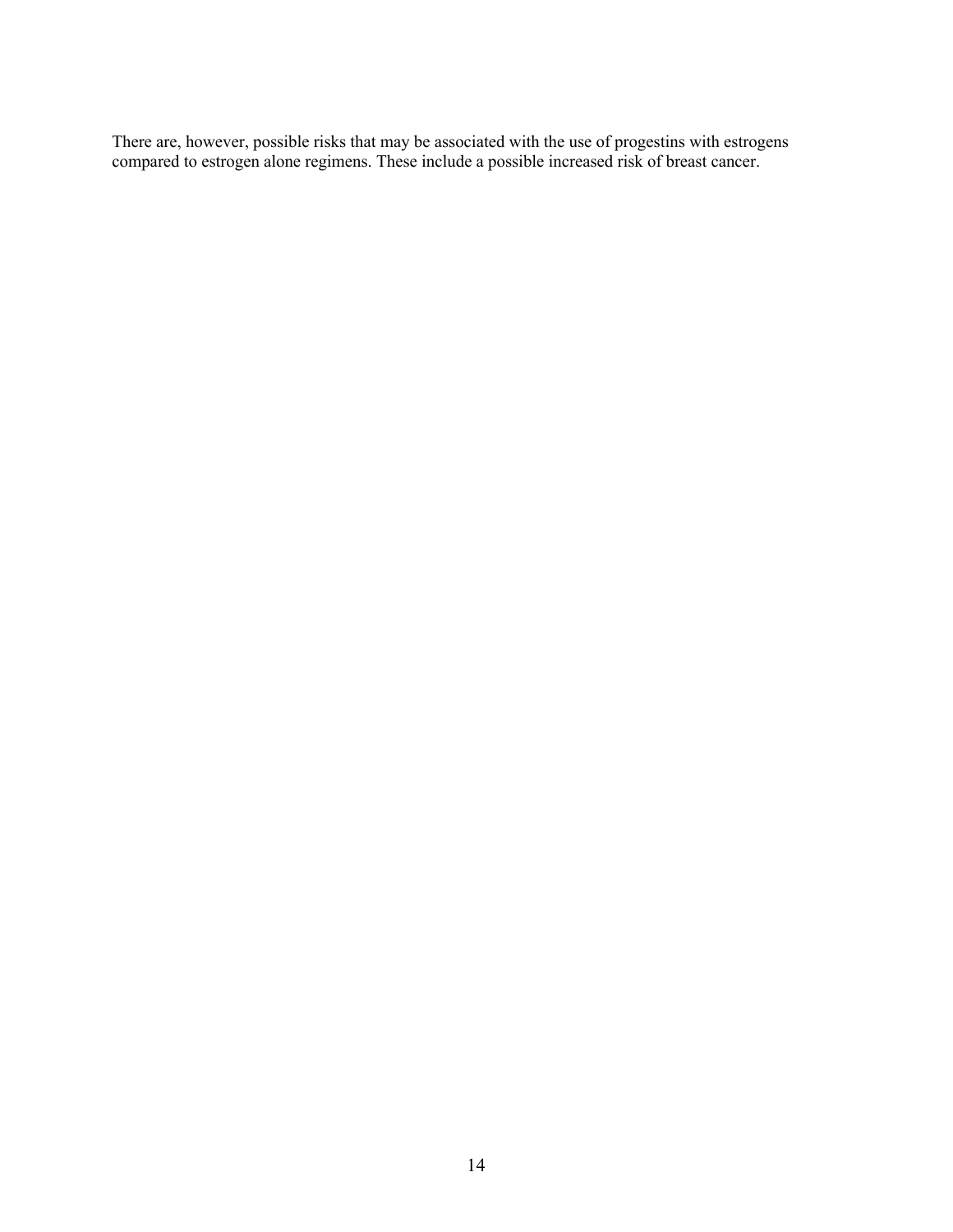There are, however, possible risks that may be associated with the use of progestins with estrogens compared to estrogen alone regimens. These include a possible increased risk of breast cancer.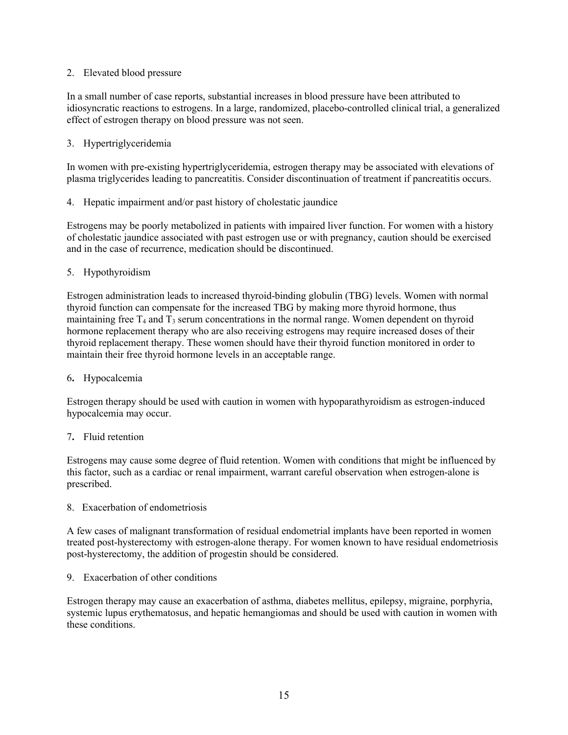2. Elevated blood pressure

In a small number of case reports, substantial increases in blood pressure have been attributed to idiosyncratic reactions to estrogens. In a large, randomized, placebo-controlled clinical trial, a generalized effect of estrogen therapy on blood pressure was not seen.

3. Hypertriglyceridemia

In women with pre-existing hypertriglyceridemia, estrogen therapy may be associated with elevations of plasma triglycerides leading to pancreatitis. Consider discontinuation of treatment if pancreatitis occurs.

4. Hepatic impairment and/or past history of cholestatic jaundice

Estrogens may be poorly metabolized in patients with impaired liver function. For women with a history of cholestatic jaundice associated with past estrogen use or with pregnancy, caution should be exercised and in the case of recurrence, medication should be discontinued.

5. Hypothyroidism

Estrogen administration leads to increased thyroid-binding globulin (TBG) levels. Women with normal thyroid function can compensate for the increased TBG by making more thyroid hormone, thus maintaining free $T_4$ and $T_3$ serum concentrations in the normal range. Women dependent on thyroid hormone replacement therapy who are also receiving estrogens may require increased doses of their thyroid replacement therapy. These women should have their thyroid function monitored in order to maintain their free thyroid hormone levels in an acceptable range.

6. Hypocalcemia

Estrogen therapy should be used with caution in women with hypoparathyroidism as estrogen-induced hypocalcemia may occur.

7. Fluid retention

Estrogens may cause some degree of fluid retention. Women with conditions that might be influenced by this factor, such as a cardiac or renal impairment, warrant careful observation when estrogen-alone is prescribed.

8. Exacerbation of endometriosis

A few cases of malignant transformation of residual endometrial implants have been reported in women treated post-hysterectomy with estrogen-alone therapy. For women known to have residual endometriosis post-hysterectomy, the addition of progestin should be considered.

9. Exacerbation of other conditions

Estrogen therapy may cause an exacerbation of asthma, diabetes mellitus, epilepsy, migraine, porphyria, systemic lupus erythematosus, and hepatic hemangiomas and should be used with caution in women with these conditions.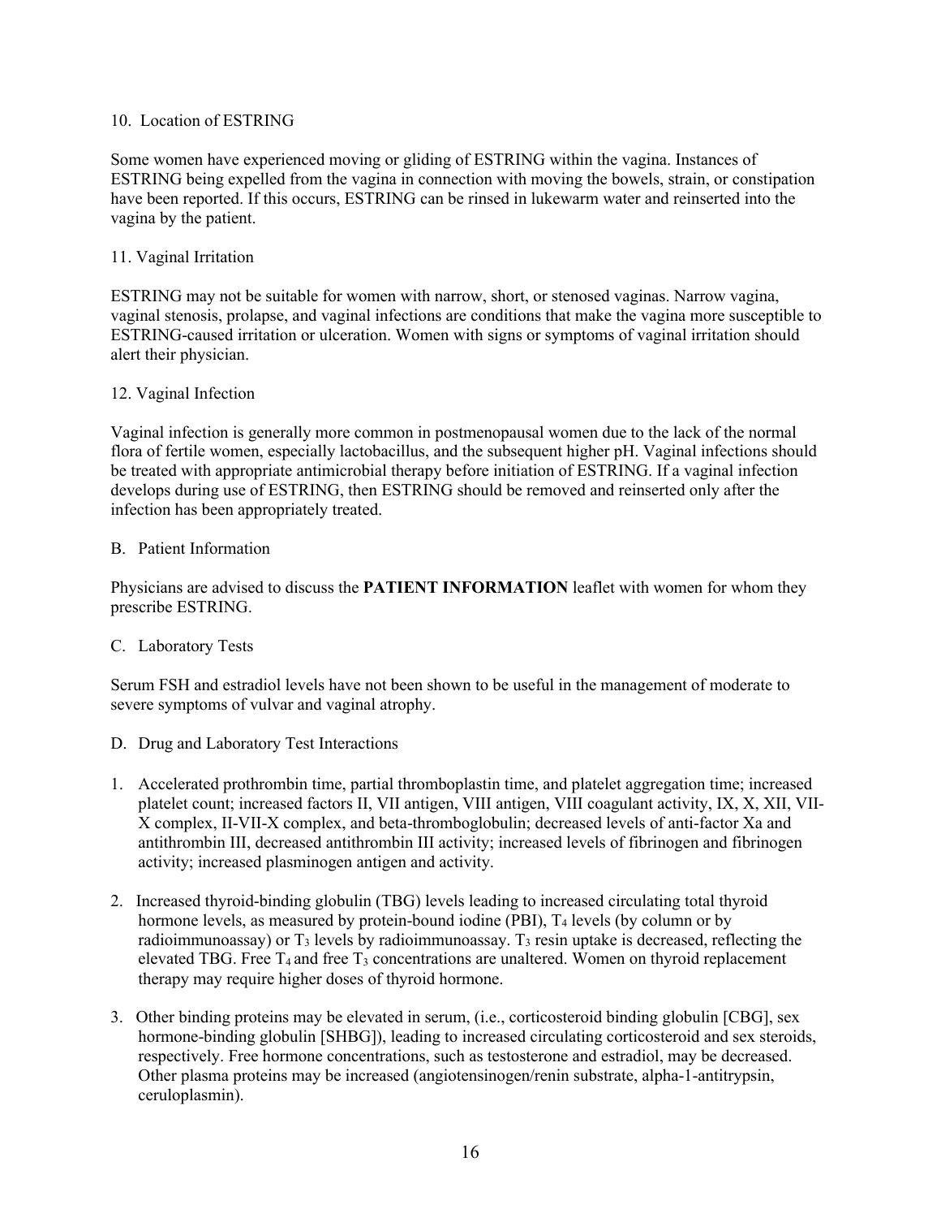10. Location of ESTRING

Some women have experienced moving or gliding of ESTRING within the vagina. Instances of ESTRING being expelled from the vagina in connection with moving the bowels, strain, or constipation have been reported. If this occurs, ESTRING can be rinsed in lukewarm water and reinserted into the vagina by the patient.

11. Vaginal Irritation

ESTRING may not be suitable for women with narrow, short, or stenosed vaginas. Narrow vagina, vaginal stenosis, prolapse, and vaginal infections are conditions that make the vagina more susceptible to ESTRING-caused irritation or ulceration. Women with signs or symptoms of vaginal irritation should alert their physician.

12. Vaginal Infection

Vaginal infection is generally more common in postmenopausal women due to the lack of the normal flora of fertile women, especially lactobacillus, and the subsequent higher pH. Vaginal infections should be treated with appropriate antimicrobial therapy before initiation of ESTRING. If a vaginal infection develops during use of ESTRING, then ESTRING should be removed and reinserted only after the infection has been appropriately treated.

B. Patient Information

Physicians are advised to discuss the **PATIENT INFORMATION** leaflet with women for whom they prescribe ESTRING.

C. Laboratory Tests

Serum FSH and estradiol levels have not been shown to be useful in the management of moderate to severe symptoms of vulvar and vaginal atrophy.

D. Drug and Laboratory Test Interactions

1. Accelerated prothrombin time, partial thromboplastin time, and platelet aggregation time; increased platelet count; increased factors II, VII antigen, VIII antigen, VIII coagulant activity, IX, X, XII, VII-X complex, II-VII-X complex, and beta-thromboglobulin; decreased levels of anti-factor Xa and antithrombin III, decreased antithrombin III activity; increased levels of fibrinogen and fibrinogen activity; increased plasminogen antigen and activity.

2. Increased thyroid-binding globulin (TBG) levels leading to increased circulating total thyroid hormone levels, as measured by protein-bound iodine (PBI), $T_4$ levels (by column or by radioimmunoassay) or $T_3$ levels by radioimmunoassay. $T_3$ resin uptake is decreased, reflecting the elevated TBG. Free $T_4$ and free $T_3$ concentrations are unaltered. Women on thyroid replacement therapy may require higher doses of thyroid hormone.

3. Other binding proteins may be elevated in serum, (i.e., corticosteroid binding globulin [CBG], sex hormone-binding globulin [SHBG]), leading to increased circulating corticosteroid and sex steroids, respectively. Free hormone concentrations, such as testosterone and estradiol, may be decreased. Other plasma proteins may be increased (angiotensinogen/renin substrate, alpha-1-antitrypsin, ceruloplasmin).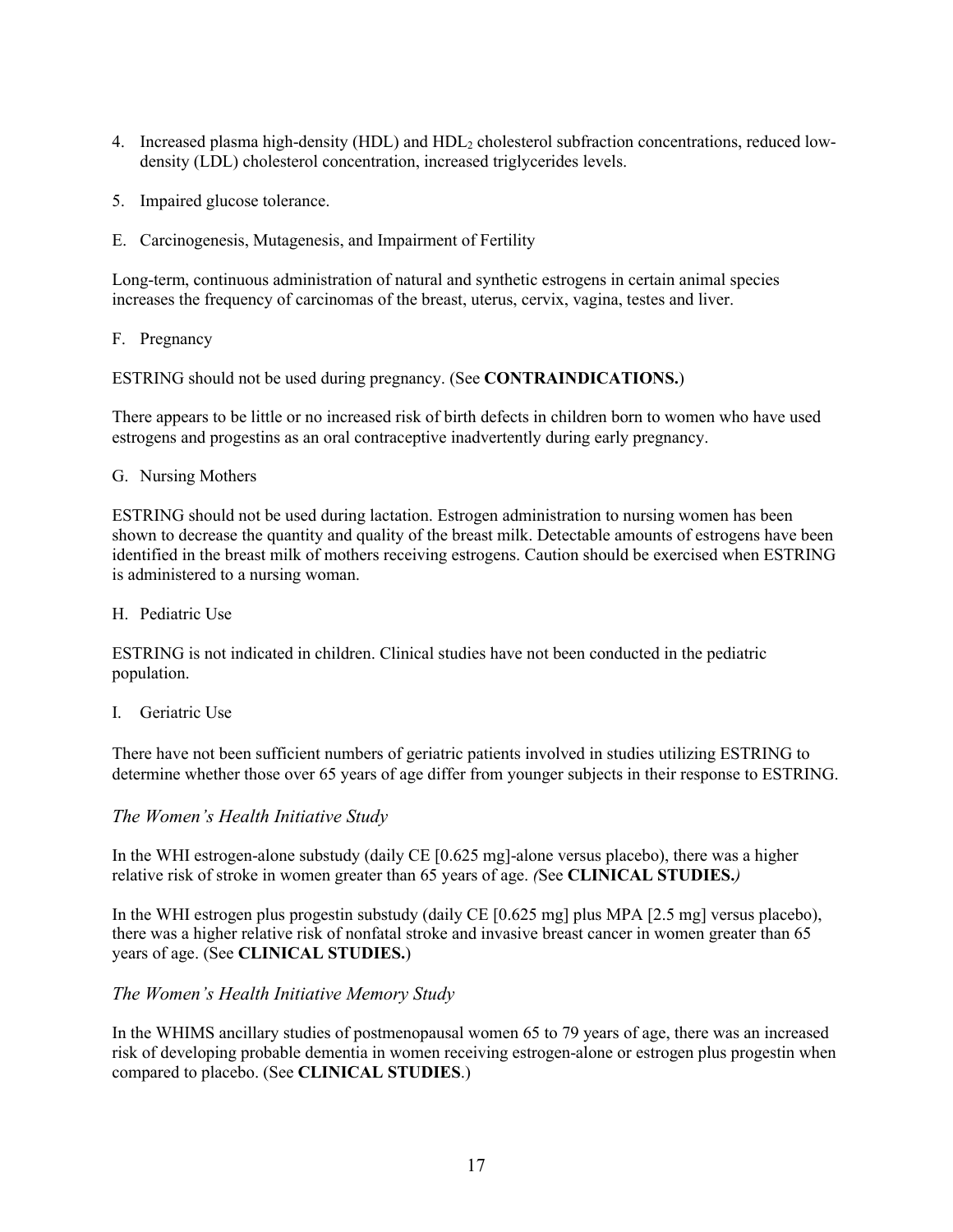4. Increased plasma high-density (HDL) and $HDL_2$ cholesterol subfraction concentrations, reduced low-density (LDL) cholesterol concentration, increased triglycerides levels.

5. Impaired glucose tolerance.

E. Carcinogenesis, Mutagenesis, and Impairment of Fertility

Long-term, continuous administration of natural and synthetic estrogens in certain animal species increases the frequency of carcinomas of the breast, uterus, cervix, vagina, testes and liver.

F. Pregnancy

ESTRING should not be used during pregnancy. (See **CONTRAINDICATIONS.**)

There appears to be little or no increased risk of birth defects in children born to women who have used estrogens and progestins as an oral contraceptive inadvertently during early pregnancy.

G. Nursing Mothers

ESTRING should not be used during lactation. Estrogen administration to nursing women has been shown to decrease the quantity and quality of the breast milk. Detectable amounts of estrogens have been identified in the breast milk of mothers receiving estrogens. Caution should be exercised when ESTRING is administered to a nursing woman.

H. Pediatric Use

ESTRING is not indicated in children. Clinical studies have not been conducted in the pediatric population.

I. Geriatric Use

There have not been sufficient numbers of geriatric patients involved in studies utilizing ESTRING to determine whether those over 65 years of age differ from younger subjects in their response to ESTRING.

*The Women's Health Initiative Study*

In the WHI estrogen-alone substudy (daily CE [0.625 mg]-alone versus placebo), there was a higher relative risk of stroke in women greater than 65 years of age. *(*See **CLINICAL STUDIES.***)*

In the WHI estrogen plus progestin substudy (daily CE [0.625 mg] plus MPA [2.5 mg] versus placebo), there was a higher relative risk of nonfatal stroke and invasive breast cancer in women greater than 65 years of age. (See **CLINICAL STUDIES.**)

*The Women's Health Initiative Memory Study*

In the WHIMS ancillary studies of postmenopausal women 65 to 79 years of age, there was an increased risk of developing probable dementia in women receiving estrogen-alone or estrogen plus progestin when compared to placebo. (See **CLINICAL STUDIES**.)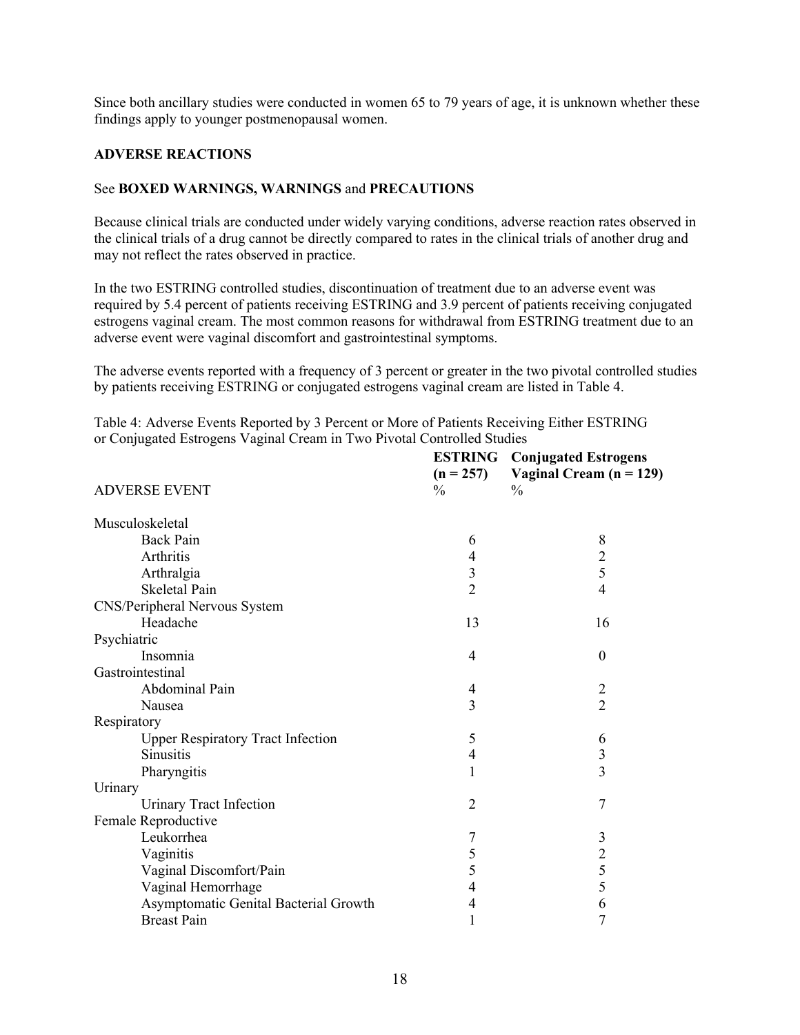Since both ancillary studies were conducted in women 65 to 79 years of age, it is unknown whether these findings apply to younger postmenopausal women.

## ADVERSE REACTIONS

See **BOXED WARNINGS, WARNINGS** and **PRECAUTIONS**

Because clinical trials are conducted under widely varying conditions, adverse reaction rates observed in the clinical trials of a drug cannot be directly compared to rates in the clinical trials of another drug and may not reflect the rates observed in practice.

In the two ESTRING controlled studies, discontinuation of treatment due to an adverse event was required by 5.4 percent of patients receiving ESTRING and 3.9 percent of patients receiving conjugated estrogens vaginal cream. The most common reasons for withdrawal from ESTRING treatment due to an adverse event were vaginal discomfort and gastrointestinal symptoms.

The adverse events reported with a frequency of 3 percent or greater in the two pivotal controlled studies by patients receiving ESTRING or conjugated estrogens vaginal cream are listed in Table 4.

Table 4: Adverse Events Reported by 3 Percent or More of Patients Receiving Either ESTRING or Conjugated Estrogens Vaginal Cream in Two Pivotal Controlled Studies

| ADVERSE EVENT | **ESTRING (n = 257)** % | **Conjugated Estrogens Vaginal Cream (n = 129)** % |
|---|---|---|
| Musculoskeletal | | |
| Back Pain | 6 | 8 |
| Arthritis | 4 | 2 |
| Arthralgia | 3 | 5 |
| Skeletal Pain | 2 | 4 |
| CNS/Peripheral Nervous System | | |
| Headache | 13 | 16 |
| Psychiatric | | |
| Insomnia | 4 | 0 |
| Gastrointestinal | | |
| Abdominal Pain | 4 | 2 |
| Nausea | 3 | 2 |
| Respiratory | | |
| Upper Respiratory Tract Infection | 5 | 6 |
| Sinusitis | 4 | 3 |
| Pharyngitis | 1 | 3 |
| Urinary | | |
| Urinary Tract Infection | 2 | 7 |
| Female Reproductive | | |
| Leukorrhea | 7 | 3 |
| Vaginitis | 5 | 2 |
| Vaginal Discomfort/Pain | 5 | 5 |
| Vaginal Hemorrhage | 4 | 5 |
| Asymptomatic Genital Bacterial Growth | 4 | 6 |
| Breast Pain | 1 | 7 |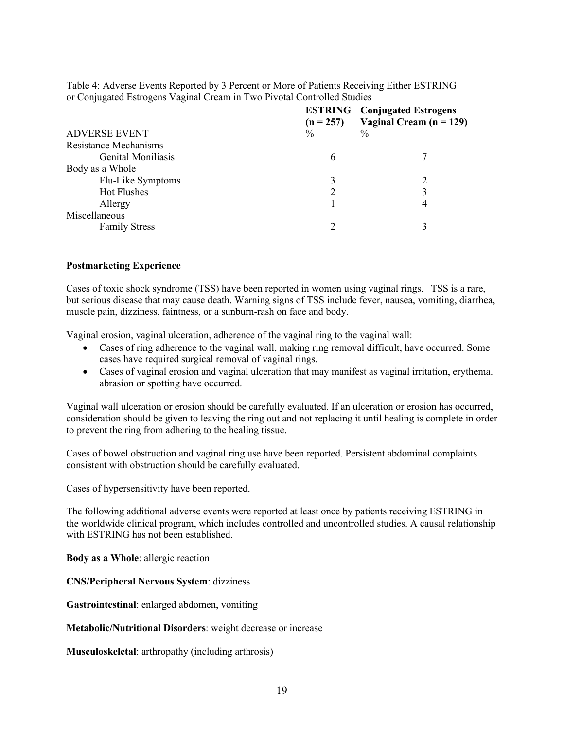Table 4: Adverse Events Reported by 3 Percent or More of Patients Receiving Either ESTRING or Conjugated Estrogens Vaginal Cream in Two Pivotal Controlled Studies

| ADVERSE EVENT | **ESTRING (n = 257)** % | **Conjugated Estrogens Vaginal Cream (n = 129)** % |
|---|---|---|
| Resistance Mechanisms | | |
| Genital Moniliasis | 6 | 7 |
| Body as a Whole | | |
| Flu-Like Symptoms | 3 | 2 |
| Hot Flushes | 2 | 3 |
| Allergy | 1 | 4 |
| Miscellaneous | | |
| Family Stress | 2 | 3 |

**Postmarketing Experience**

Cases of toxic shock syndrome (TSS) have been reported in women using vaginal rings. TSS is a rare, but serious disease that may cause death. Warning signs of TSS include fever, nausea, vomiting, diarrhea, muscle pain, dizziness, faintness, or a sunburn-rash on face and body.

Vaginal erosion, vaginal ulceration, adherence of the vaginal ring to the vaginal wall:

- Cases of ring adherence to the vaginal wall, making ring removal difficult, have occurred. Some cases have required surgical removal of vaginal rings.
- Cases of vaginal erosion and vaginal ulceration that may manifest as vaginal irritation, erythema. abrasion or spotting have occurred.

Vaginal wall ulceration or erosion should be carefully evaluated. If an ulceration or erosion has occurred, consideration should be given to leaving the ring out and not replacing it until healing is complete in order to prevent the ring from adhering to the healing tissue.

Cases of bowel obstruction and vaginal ring use have been reported. Persistent abdominal complaints consistent with obstruction should be carefully evaluated.

Cases of hypersensitivity have been reported.

The following additional adverse events were reported at least once by patients receiving ESTRING in the worldwide clinical program, which includes controlled and uncontrolled studies. A causal relationship with ESTRING has not been established.

**Body as a Whole**: allergic reaction

**CNS/Peripheral Nervous System**: dizziness

**Gastrointestinal**: enlarged abdomen, vomiting

**Metabolic/Nutritional Disorders**: weight decrease or increase

**Musculoskeletal**: arthropathy (including arthrosis)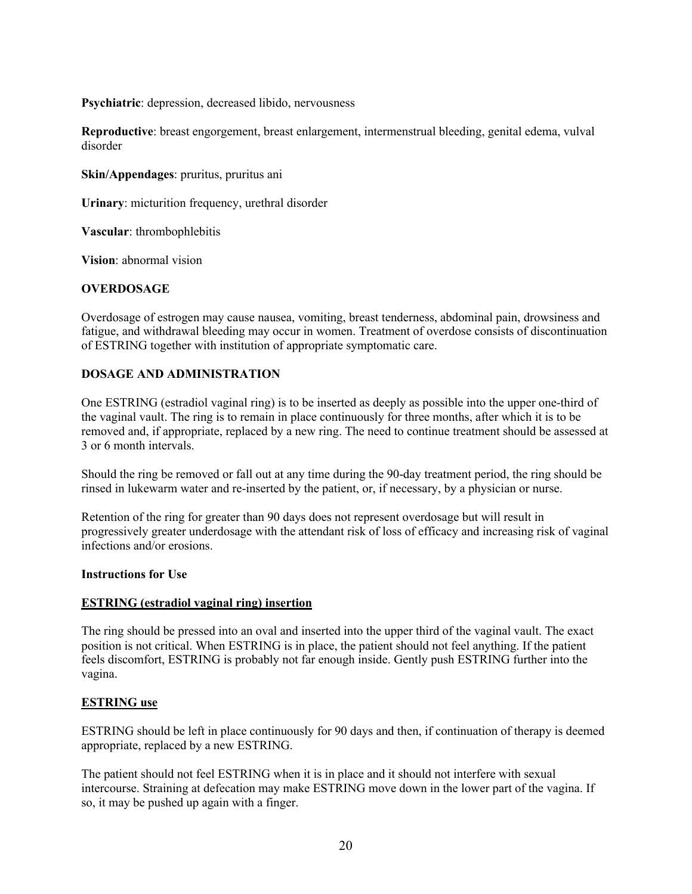**Psychiatric**: depression, decreased libido, nervousness

**Reproductive**: breast engorgement, breast enlargement, intermenstrual bleeding, genital edema, vulval disorder

**Skin/Appendages**: pruritus, pruritus ani

**Urinary**: micturition frequency, urethral disorder

**Vascular**: thrombophlebitis

**Vision**: abnormal vision

## OVERDOSAGE

Overdosage of estrogen may cause nausea, vomiting, breast tenderness, abdominal pain, drowsiness and fatigue, and withdrawal bleeding may occur in women. Treatment of overdose consists of discontinuation of ESTRING together with institution of appropriate symptomatic care.

## DOSAGE AND ADMINISTRATION

One ESTRING (estradiol vaginal ring) is to be inserted as deeply as possible into the upper one-third of the vaginal vault. The ring is to remain in place continuously for three months, after which it is to be removed and, if appropriate, replaced by a new ring. The need to continue treatment should be assessed at 3 or 6 month intervals.

Should the ring be removed or fall out at any time during the 90-day treatment period, the ring should be rinsed in lukewarm water and re-inserted by the patient, or, if necessary, by a physician or nurse.

Retention of the ring for greater than 90 days does not represent overdosage but will result in progressively greater underdosage with the attendant risk of loss of efficacy and increasing risk of vaginal infections and/or erosions.

### Instructions for Use

**ESTRING (estradiol vaginal ring) insertion**

The ring should be pressed into an oval and inserted into the upper third of the vaginal vault. The exact position is not critical. When ESTRING is in place, the patient should not feel anything. If the patient feels discomfort, ESTRING is probably not far enough inside. Gently push ESTRING further into the vagina.

**ESTRING use**

ESTRING should be left in place continuously for 90 days and then, if continuation of therapy is deemed appropriate, replaced by a new ESTRING.

The patient should not feel ESTRING when it is in place and it should not interfere with sexual intercourse. Straining at defecation may make ESTRING move down in the lower part of the vagina. If so, it may be pushed up again with a finger.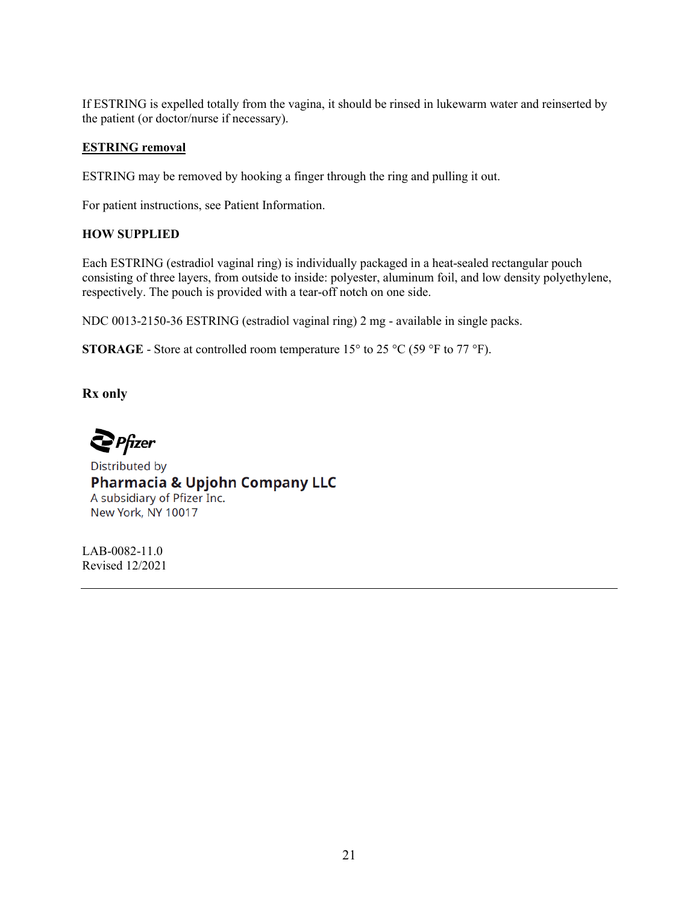If ESTRING is expelled totally from the vagina, it should be rinsed in lukewarm water and reinserted by the patient (or doctor/nurse if necessary).

**ESTRING removal**

ESTRING may be removed by hooking a finger through the ring and pulling it out.

For patient instructions, see Patient Information.

**HOW SUPPLIED**

Each ESTRING (estradiol vaginal ring) is individually packaged in a heat-sealed rectangular pouch consisting of three layers, from outside to inside: polyester, aluminum foil, and low density polyethylene, respectively. The pouch is provided with a tear-off notch on one side.

NDC 0013-2150-36 ESTRING (estradiol vaginal ring) 2 mg - available in single packs.

**STORAGE** - Store at controlled room temperature 15° to 25 °C (59 °F to 77 °F).

**Rx only**

Pfizer

Distributed by
**Pharmacia & Upjohn Company LLC**
A subsidiary of Pfizer Inc.
New York, NY 10017

LAB-0082-11.0
Revised 12/2021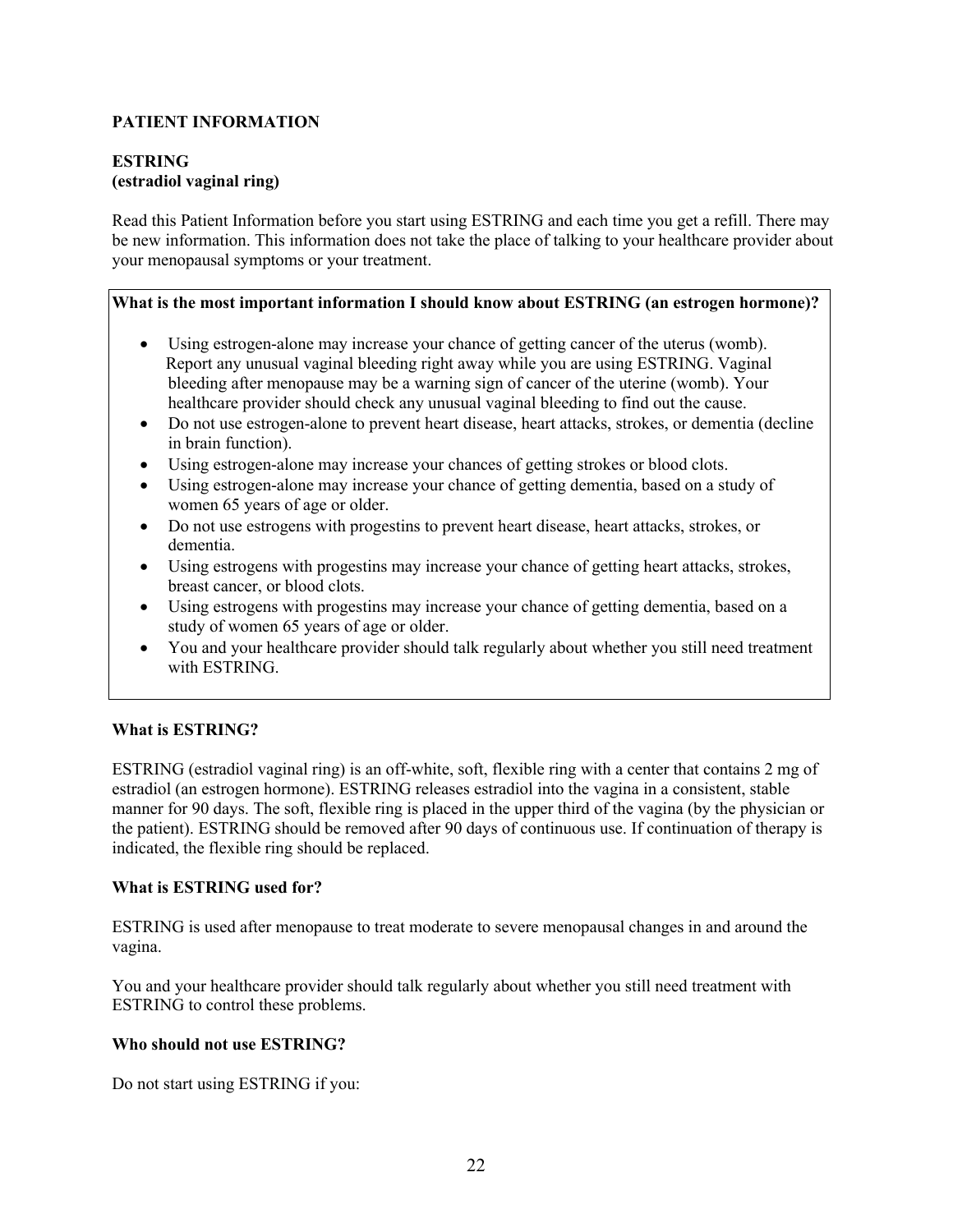**PATIENT INFORMATION**

**ESTRING**
**(estradiol vaginal ring)**

Read this Patient Information before you start using ESTRING and each time you get a refill. There may be new information. This information does not take the place of talking to your healthcare provider about your menopausal symptoms or your treatment.

**What is the most important information I should know about ESTRING (an estrogen hormone)?**

- Using estrogen-alone may increase your chance of getting cancer of the uterus (womb). Report any unusual vaginal bleeding right away while you are using ESTRING. Vaginal bleeding after menopause may be a warning sign of cancer of the uterine (womb). Your healthcare provider should check any unusual vaginal bleeding to find out the cause.
- Do not use estrogen-alone to prevent heart disease, heart attacks, strokes, or dementia (decline in brain function).
- Using estrogen-alone may increase your chances of getting strokes or blood clots.
- Using estrogen-alone may increase your chance of getting dementia, based on a study of women 65 years of age or older.
- Do not use estrogens with progestins to prevent heart disease, heart attacks, strokes, or dementia.
- Using estrogens with progestins may increase your chance of getting heart attacks, strokes, breast cancer, or blood clots.
- Using estrogens with progestins may increase your chance of getting dementia, based on a study of women 65 years of age or older.
- You and your healthcare provider should talk regularly about whether you still need treatment with ESTRING.

**What is ESTRING?**

ESTRING (estradiol vaginal ring) is an off-white, soft, flexible ring with a center that contains 2 mg of estradiol (an estrogen hormone). ESTRING releases estradiol into the vagina in a consistent, stable manner for 90 days. The soft, flexible ring is placed in the upper third of the vagina (by the physician or the patient). ESTRING should be removed after 90 days of continuous use. If continuation of therapy is indicated, the flexible ring should be replaced.

**What is ESTRING used for?**

ESTRING is used after menopause to treat moderate to severe menopausal changes in and around the vagina.

You and your healthcare provider should talk regularly about whether you still need treatment with ESTRING to control these problems.

**Who should not use ESTRING?**

Do not start using ESTRING if you: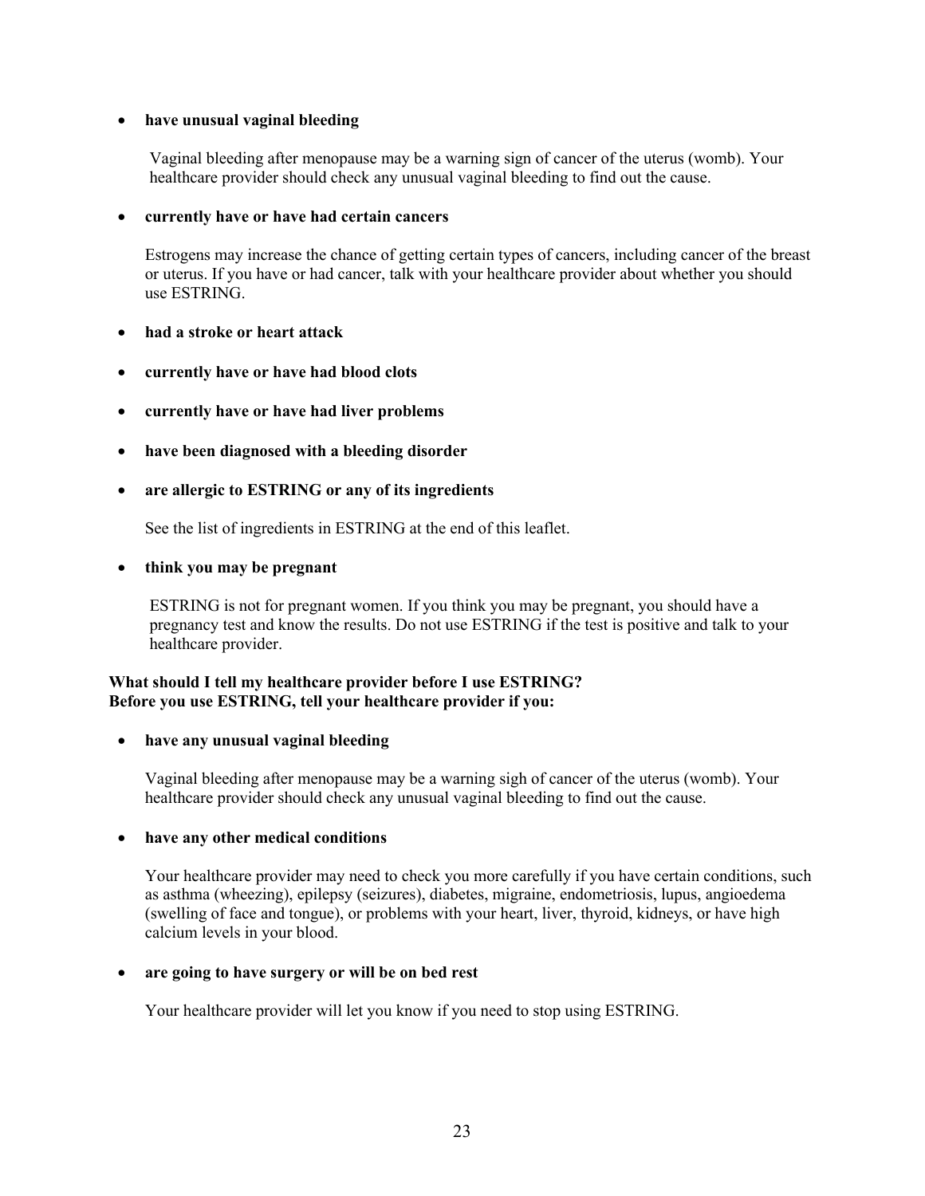- **have unusual vaginal bleeding**

  Vaginal bleeding after menopause may be a warning sign of cancer of the uterus (womb). Your healthcare provider should check any unusual vaginal bleeding to find out the cause.

- **currently have or have had certain cancers**

  Estrogens may increase the chance of getting certain types of cancers, including cancer of the breast or uterus. If you have or had cancer, talk with your healthcare provider about whether you should use ESTRING.

- **had a stroke or heart attack**

- **currently have or have had blood clots**

- **currently have or have had liver problems**

- **have been diagnosed with a bleeding disorder**

- **are allergic to ESTRING or any of its ingredients**

  See the list of ingredients in ESTRING at the end of this leaflet.

- **think you may be pregnant**

  ESTRING is not for pregnant women. If you think you may be pregnant, you should have a pregnancy test and know the results. Do not use ESTRING if the test is positive and talk to your healthcare provider.

**What should I tell my healthcare provider before I use ESTRING?**
**Before you use ESTRING, tell your healthcare provider if you:**

- **have any unusual vaginal bleeding**

  Vaginal bleeding after menopause may be a warning sigh of cancer of the uterus (womb). Your healthcare provider should check any unusual vaginal bleeding to find out the cause.

- **have any other medical conditions**

  Your healthcare provider may need to check you more carefully if you have certain conditions, such as asthma (wheezing), epilepsy (seizures), diabetes, migraine, endometriosis, lupus, angioedema (swelling of face and tongue), or problems with your heart, liver, thyroid, kidneys, or have high calcium levels in your blood.

- **are going to have surgery or will be on bed rest**

  Your healthcare provider will let you know if you need to stop using ESTRING.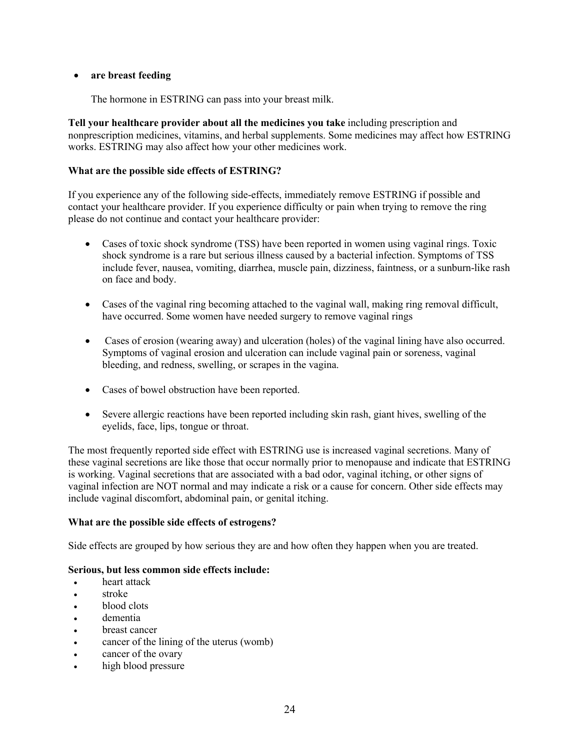- **are breast feeding**

  The hormone in ESTRING can pass into your breast milk.

**Tell your healthcare provider about all the medicines you take** including prescription and nonprescription medicines, vitamins, and herbal supplements. Some medicines may affect how ESTRING works. ESTRING may also affect how your other medicines work.

**What are the possible side effects of ESTRING?**

If you experience any of the following side-effects, immediately remove ESTRING if possible and contact your healthcare provider. If you experience difficulty or pain when trying to remove the ring please do not continue and contact your healthcare provider:

- Cases of toxic shock syndrome (TSS) have been reported in women using vaginal rings. Toxic shock syndrome is a rare but serious illness caused by a bacterial infection. Symptoms of TSS include fever, nausea, vomiting, diarrhea, muscle pain, dizziness, faintness, or a sunburn-like rash on face and body.

- Cases of the vaginal ring becoming attached to the vaginal wall, making ring removal difficult, have occurred. Some women have needed surgery to remove vaginal rings

- Cases of erosion (wearing away) and ulceration (holes) of the vaginal lining have also occurred. Symptoms of vaginal erosion and ulceration can include vaginal pain or soreness, vaginal bleeding, and redness, swelling, or scrapes in the vagina.

- Cases of bowel obstruction have been reported.

- Severe allergic reactions have been reported including skin rash, giant hives, swelling of the eyelids, face, lips, tongue or throat.

The most frequently reported side effect with ESTRING use is increased vaginal secretions. Many of these vaginal secretions are like those that occur normally prior to menopause and indicate that ESTRING is working. Vaginal secretions that are associated with a bad odor, vaginal itching, or other signs of vaginal infection are NOT normal and may indicate a risk or a cause for concern. Other side effects may include vaginal discomfort, abdominal pain, or genital itching.

**What are the possible side effects of estrogens?**

Side effects are grouped by how serious they are and how often they happen when you are treated.

**Serious, but less common side effects include:**

- heart attack
- stroke
- blood clots
- dementia
- breast cancer
- cancer of the lining of the uterus (womb)
- cancer of the ovary
- high blood pressure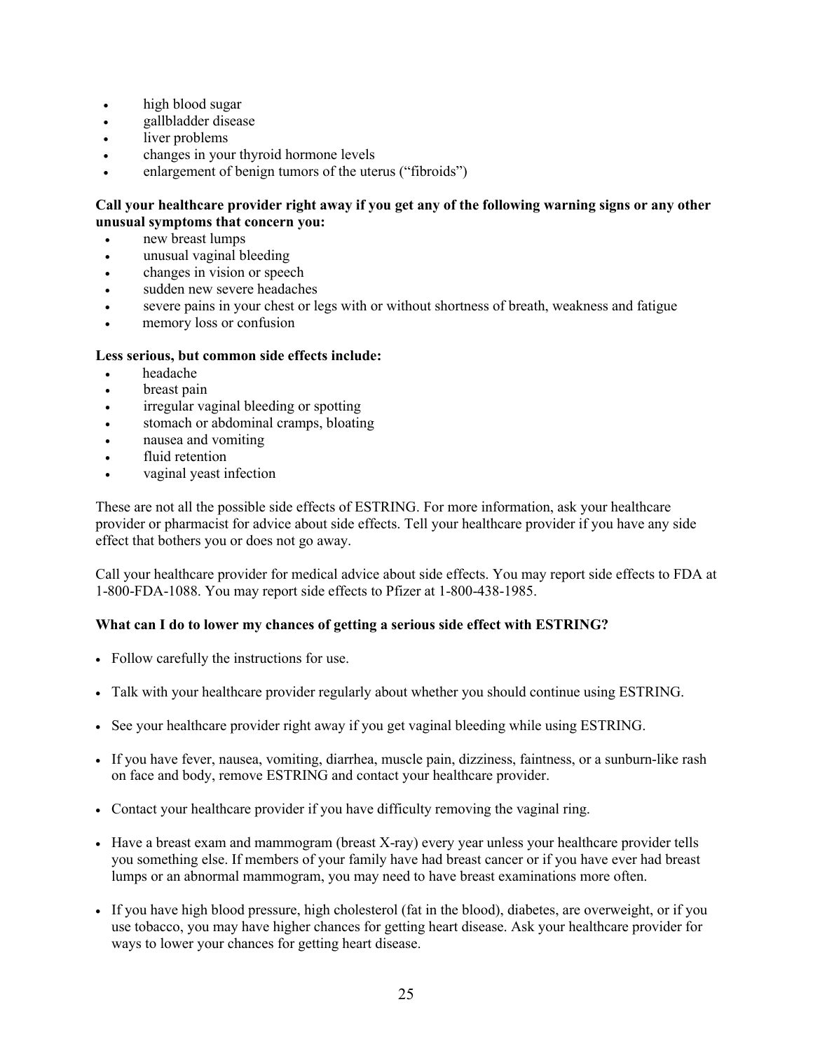- high blood sugar
- gallbladder disease
- liver problems
- changes in your thyroid hormone levels
- enlargement of benign tumors of the uterus ("fibroids")

**Call your healthcare provider right away if you get any of the following warning signs or any other unusual symptoms that concern you:**

- new breast lumps
- unusual vaginal bleeding
- changes in vision or speech
- sudden new severe headaches
- severe pains in your chest or legs with or without shortness of breath, weakness and fatigue
- memory loss or confusion

**Less serious, but common side effects include:**

- headache
- breast pain
- irregular vaginal bleeding or spotting
- stomach or abdominal cramps, bloating
- nausea and vomiting
- fluid retention
- vaginal yeast infection

These are not all the possible side effects of ESTRING. For more information, ask your healthcare provider or pharmacist for advice about side effects. Tell your healthcare provider if you have any side effect that bothers you or does not go away.

Call your healthcare provider for medical advice about side effects. You may report side effects to FDA at 1-800-FDA-1088. You may report side effects to Pfizer at 1-800-438-1985.

**What can I do to lower my chances of getting a serious side effect with ESTRING?**

- Follow carefully the instructions for use.
- Talk with your healthcare provider regularly about whether you should continue using ESTRING.
- See your healthcare provider right away if you get vaginal bleeding while using ESTRING.
- If you have fever, nausea, vomiting, diarrhea, muscle pain, dizziness, faintness, or a sunburn-like rash on face and body, remove ESTRING and contact your healthcare provider.
- Contact your healthcare provider if you have difficulty removing the vaginal ring.
- Have a breast exam and mammogram (breast X-ray) every year unless your healthcare provider tells you something else. If members of your family have had breast cancer or if you have ever had breast lumps or an abnormal mammogram, you may need to have breast examinations more often.
- If you have high blood pressure, high cholesterol (fat in the blood), diabetes, are overweight, or if you use tobacco, you may have higher chances for getting heart disease. Ask your healthcare provider for ways to lower your chances for getting heart disease.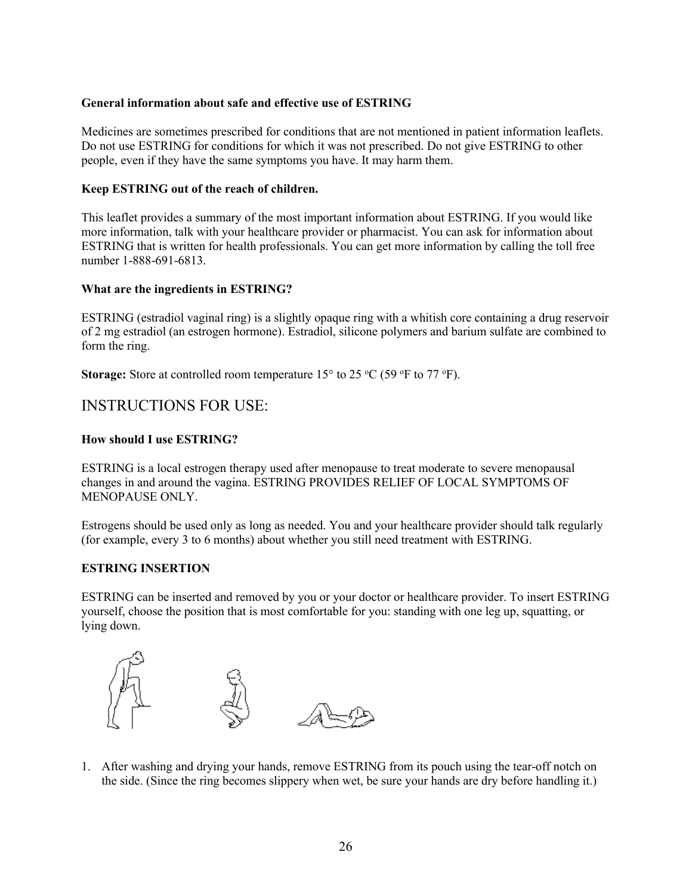**General information about safe and effective use of ESTRING**

Medicines are sometimes prescribed for conditions that are not mentioned in patient information leaflets. Do not use ESTRING for conditions for which it was not prescribed. Do not give ESTRING to other people, even if they have the same symptoms you have. It may harm them.

**Keep ESTRING out of the reach of children.**

This leaflet provides a summary of the most important information about ESTRING. If you would like more information, talk with your healthcare provider or pharmacist. You can ask for information about ESTRING that is written for health professionals. You can get more information by calling the toll free number 1-888-691-6813.

**What are the ingredients in ESTRING?**

ESTRING (estradiol vaginal ring) is a slightly opaque ring with a whitish core containing a drug reservoir of 2 mg estradiol (an estrogen hormone). Estradiol, silicone polymers and barium sulfate are combined to form the ring.

**Storage:** Store at controlled room temperature 15° to 25 °C (59 °F to 77 °F).

## INSTRUCTIONS FOR USE:

**How should I use ESTRING?**

ESTRING is a local estrogen therapy used after menopause to treat moderate to severe menopausal changes in and around the vagina. ESTRING PROVIDES RELIEF OF LOCAL SYMPTOMS OF MENOPAUSE ONLY.

Estrogens should be used only as long as needed. You and your healthcare provider should talk regularly (for example, every 3 to 6 months) about whether you still need treatment with ESTRING.

**ESTRING INSERTION**

ESTRING can be inserted and removed by you or your doctor or healthcare provider. To insert ESTRING yourself, choose the position that is most comfortable for you: standing with one leg up, squatting, or lying down.

1. After washing and drying your hands, remove ESTRING from its pouch using the tear-off notch on the side. (Since the ring becomes slippery when wet, be sure your hands are dry before handling it.)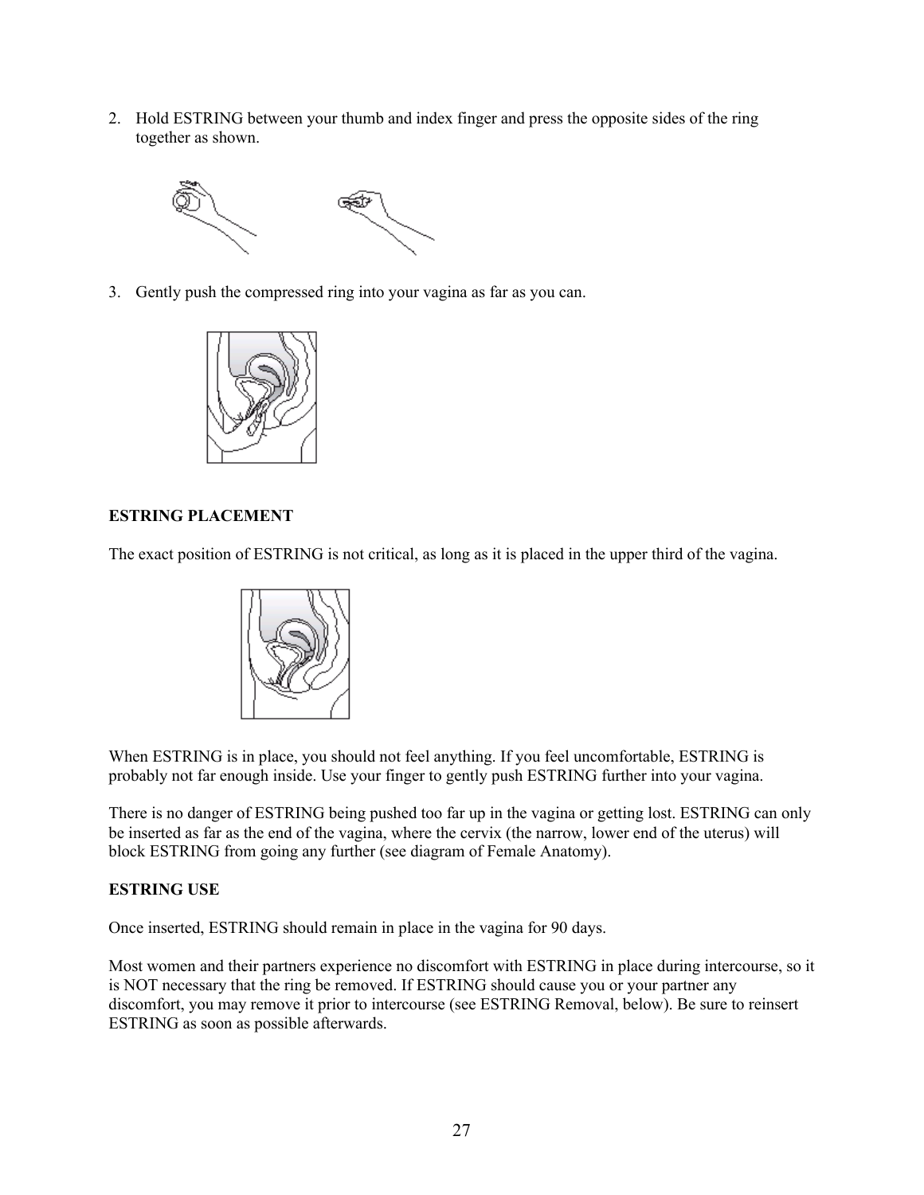2. Hold ESTRING between your thumb and index finger and press the opposite sides of the ring together as shown.

3. Gently push the compressed ring into your vagina as far as you can.

**ESTRING PLACEMENT**

The exact position of ESTRING is not critical, as long as it is placed in the upper third of the vagina.

When ESTRING is in place, you should not feel anything. If you feel uncomfortable, ESTRING is probably not far enough inside. Use your finger to gently push ESTRING further into your vagina.

There is no danger of ESTRING being pushed too far up in the vagina or getting lost. ESTRING can only be inserted as far as the end of the vagina, where the cervix (the narrow, lower end of the uterus) will block ESTRING from going any further (see diagram of Female Anatomy).

**ESTRING USE**

Once inserted, ESTRING should remain in place in the vagina for 90 days.

Most women and their partners experience no discomfort with ESTRING in place during intercourse, so it is NOT necessary that the ring be removed. If ESTRING should cause you or your partner any discomfort, you may remove it prior to intercourse (see ESTRING Removal, below). Be sure to reinsert ESTRING as soon as possible afterwards.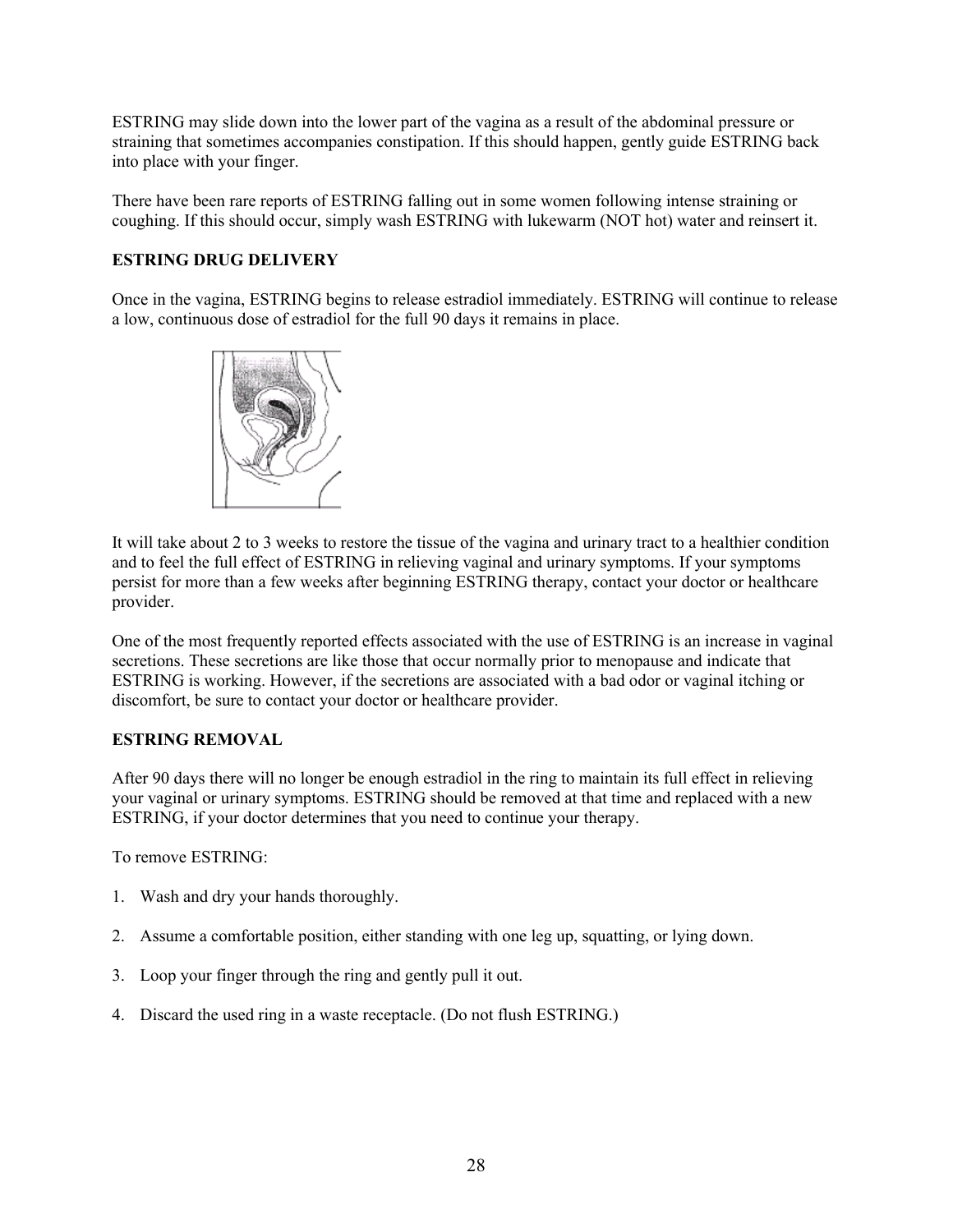ESTRING may slide down into the lower part of the vagina as a result of the abdominal pressure or straining that sometimes accompanies constipation. If this should happen, gently guide ESTRING back into place with your finger.

There have been rare reports of ESTRING falling out in some women following intense straining or coughing. If this should occur, simply wash ESTRING with lukewarm (NOT hot) water and reinsert it.

**ESTRING DRUG DELIVERY**

Once in the vagina, ESTRING begins to release estradiol immediately. ESTRING will continue to release a low, continuous dose of estradiol for the full 90 days it remains in place.

It will take about 2 to 3 weeks to restore the tissue of the vagina and urinary tract to a healthier condition and to feel the full effect of ESTRING in relieving vaginal and urinary symptoms. If your symptoms persist for more than a few weeks after beginning ESTRING therapy, contact your doctor or healthcare provider.

One of the most frequently reported effects associated with the use of ESTRING is an increase in vaginal secretions. These secretions are like those that occur normally prior to menopause and indicate that ESTRING is working. However, if the secretions are associated with a bad odor or vaginal itching or discomfort, be sure to contact your doctor or healthcare provider.

**ESTRING REMOVAL**

After 90 days there will no longer be enough estradiol in the ring to maintain its full effect in relieving your vaginal or urinary symptoms. ESTRING should be removed at that time and replaced with a new ESTRING, if your doctor determines that you need to continue your therapy.

To remove ESTRING:

1. Wash and dry your hands thoroughly.

2. Assume a comfortable position, either standing with one leg up, squatting, or lying down.

3. Loop your finger through the ring and gently pull it out.

4. Discard the used ring in a waste receptacle. (Do not flush ESTRING.)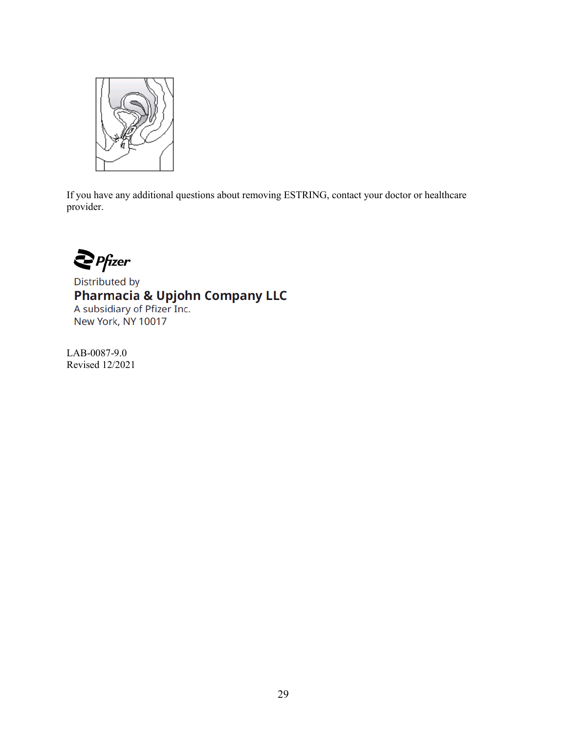If you have any additional questions about removing ESTRING, contact your doctor or healthcare provider.

Pfizer

Distributed by

**Pharmacia & Upjohn Company LLC**

A subsidiary of Pfizer Inc.

New York, NY 10017

LAB-0087-9.0

Revised 12/2021